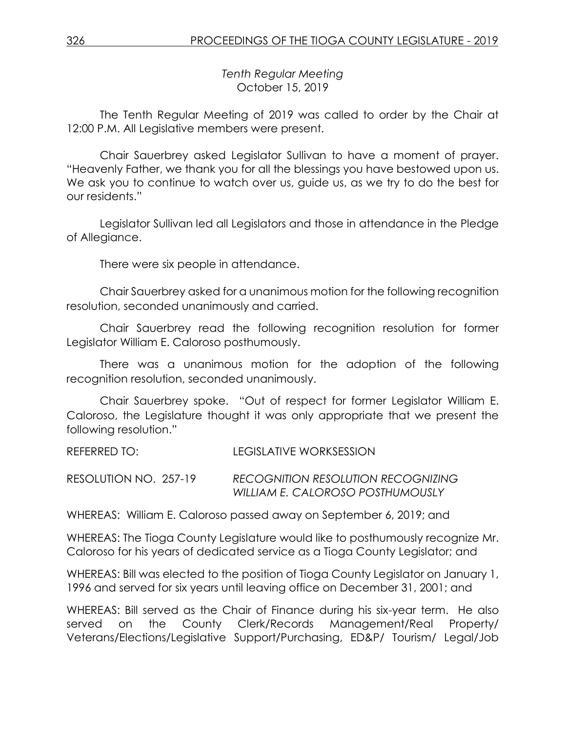*Tenth Regular Meeting*
October 15, 2019

The Tenth Regular Meeting of 2019 was called to order by the Chair at 12:00 P.M. All Legislative members were present.

Chair Sauerbrey asked Legislator Sullivan to have a moment of prayer. "Heavenly Father, we thank you for all the blessings you have bestowed upon us. We ask you to continue to watch over us, guide us, as we try to do the best for our residents."

Legislator Sullivan led all Legislators and those in attendance in the Pledge of Allegiance.

There were six people in attendance.

Chair Sauerbrey asked for a unanimous motion for the following recognition resolution, seconded unanimously and carried.

Chair Sauerbrey read the following recognition resolution for former Legislator William E. Caloroso posthumously.

There was a unanimous motion for the adoption of the following recognition resolution, seconded unanimously.

Chair Sauerbrey spoke. "Out of respect for former Legislator William E. Caloroso, the Legislature thought it was only appropriate that we present the following resolution."

REFERRED TO: LEGISLATIVE WORKSESSION

RESOLUTION NO. 257-19 *RECOGNITION RESOLUTION RECOGNIZING WILLIAM E. CALOROSO POSTHUMOUSLY*

WHEREAS: William E. Caloroso passed away on September 6, 2019; and

WHEREAS: The Tioga County Legislature would like to posthumously recognize Mr. Caloroso for his years of dedicated service as a Tioga County Legislator; and

WHEREAS: Bill was elected to the position of Tioga County Legislator on January 1, 1996 and served for six years until leaving office on December 31, 2001; and

WHEREAS: Bill served as the Chair of Finance during his six-year term. He also served on the County Clerk/Records Management/Real Property/ Veterans/Elections/Legislative Support/Purchasing, ED&P/ Tourism/ Legal/Job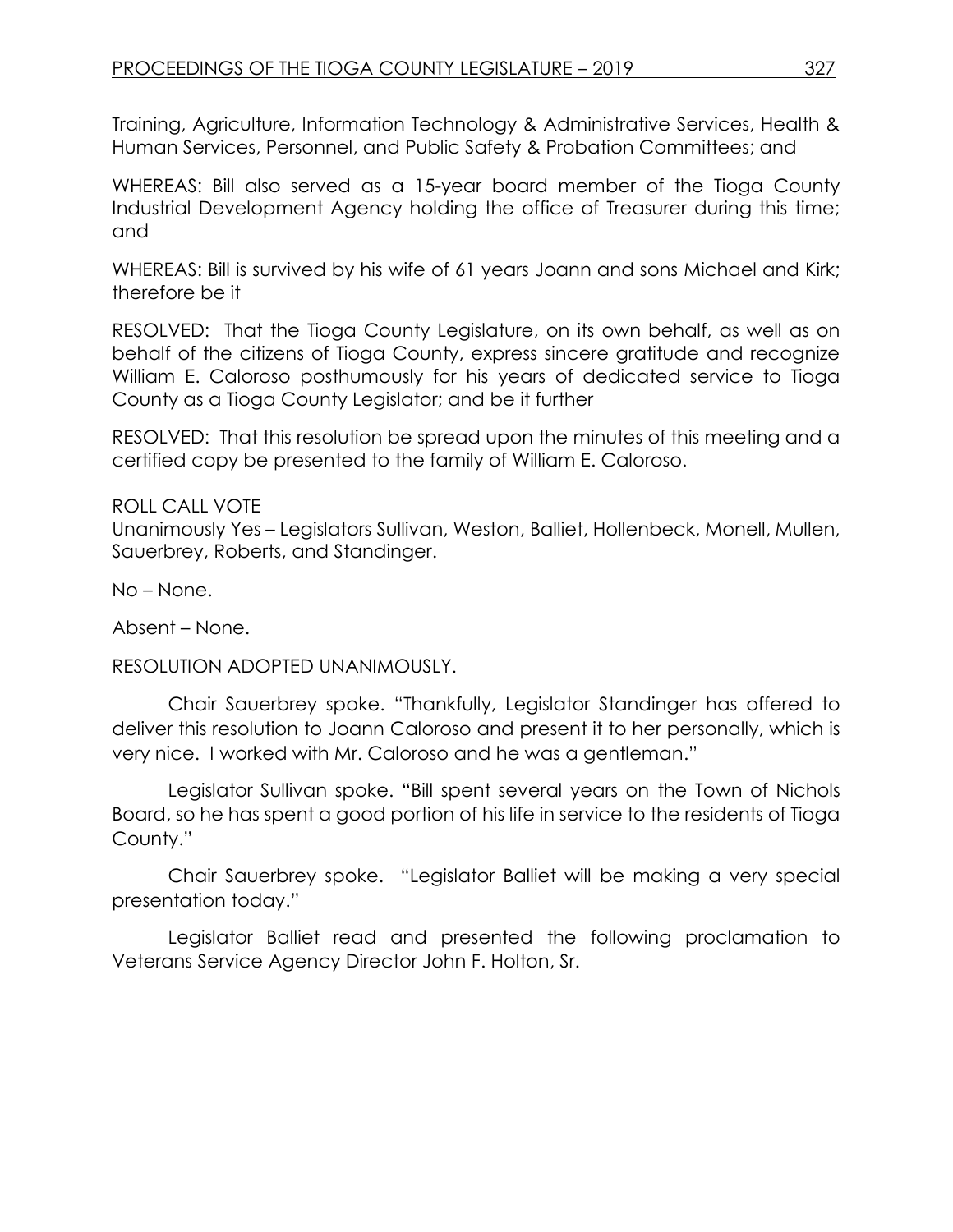Training, Agriculture, Information Technology & Administrative Services, Health & Human Services, Personnel, and Public Safety & Probation Committees; and

WHEREAS: Bill also served as a 15-year board member of the Tioga County Industrial Development Agency holding the office of Treasurer during this time; and

WHEREAS: Bill is survived by his wife of 61 years Joann and sons Michael and Kirk; therefore be it

RESOLVED: That the Tioga County Legislature, on its own behalf, as well as on behalf of the citizens of Tioga County, express sincere gratitude and recognize William E. Caloroso posthumously for his years of dedicated service to Tioga County as a Tioga County Legislator; and be it further

RESOLVED: That this resolution be spread upon the minutes of this meeting and a certified copy be presented to the family of William E. Caloroso.

ROLL CALL VOTE
Unanimously Yes – Legislators Sullivan, Weston, Balliet, Hollenbeck, Monell, Mullen, Sauerbrey, Roberts, and Standinger.

No – None.

Absent – None.

RESOLUTION ADOPTED UNANIMOUSLY.

Chair Sauerbrey spoke. "Thankfully, Legislator Standinger has offered to deliver this resolution to Joann Caloroso and present it to her personally, which is very nice. I worked with Mr. Caloroso and he was a gentleman."

Legislator Sullivan spoke. "Bill spent several years on the Town of Nichols Board, so he has spent a good portion of his life in service to the residents of Tioga County."

Chair Sauerbrey spoke. "Legislator Balliet will be making a very special presentation today."

Legislator Balliet read and presented the following proclamation to Veterans Service Agency Director John F. Holton, Sr.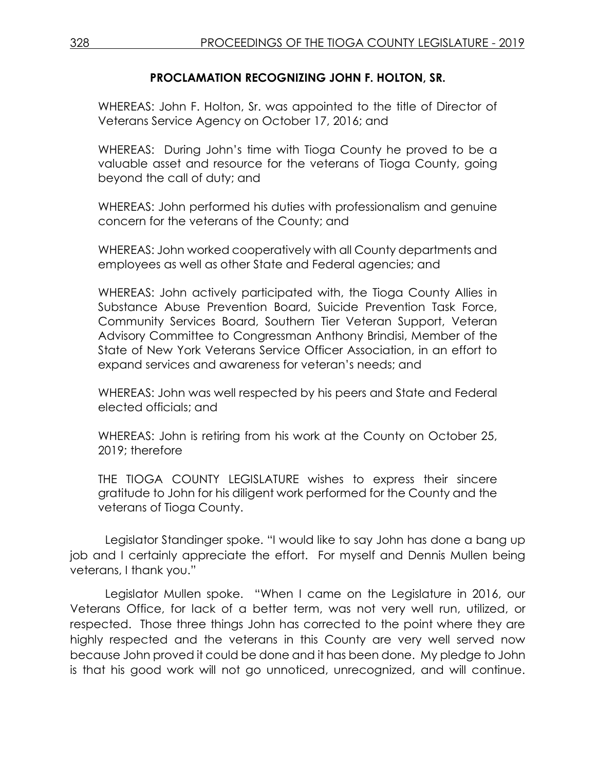## PROCLAMATION RECOGNIZING JOHN F. HOLTON, SR.

WHEREAS: John F. Holton, Sr. was appointed to the title of Director of Veterans Service Agency on October 17, 2016; and

WHEREAS: During John's time with Tioga County he proved to be a valuable asset and resource for the veterans of Tioga County, going beyond the call of duty; and

WHEREAS: John performed his duties with professionalism and genuine concern for the veterans of the County; and

WHEREAS: John worked cooperatively with all County departments and employees as well as other State and Federal agencies; and

WHEREAS: John actively participated with, the Tioga County Allies in Substance Abuse Prevention Board, Suicide Prevention Task Force, Community Services Board, Southern Tier Veteran Support, Veteran Advisory Committee to Congressman Anthony Brindisi, Member of the State of New York Veterans Service Officer Association, in an effort to expand services and awareness for veteran's needs; and

WHEREAS: John was well respected by his peers and State and Federal elected officials; and

WHEREAS: John is retiring from his work at the County on October 25, 2019; therefore

THE TIOGA COUNTY LEGISLATURE wishes to express their sincere gratitude to John for his diligent work performed for the County and the veterans of Tioga County.

Legislator Standinger spoke. "I would like to say John has done a bang up job and I certainly appreciate the effort. For myself and Dennis Mullen being veterans, I thank you."

Legislator Mullen spoke. "When I came on the Legislature in 2016, our Veterans Office, for lack of a better term, was not very well run, utilized, or respected. Those three things John has corrected to the point where they are highly respected and the veterans in this County are very well served now because John proved it could be done and it has been done. My pledge to John is that his good work will not go unnoticed, unrecognized, and will continue.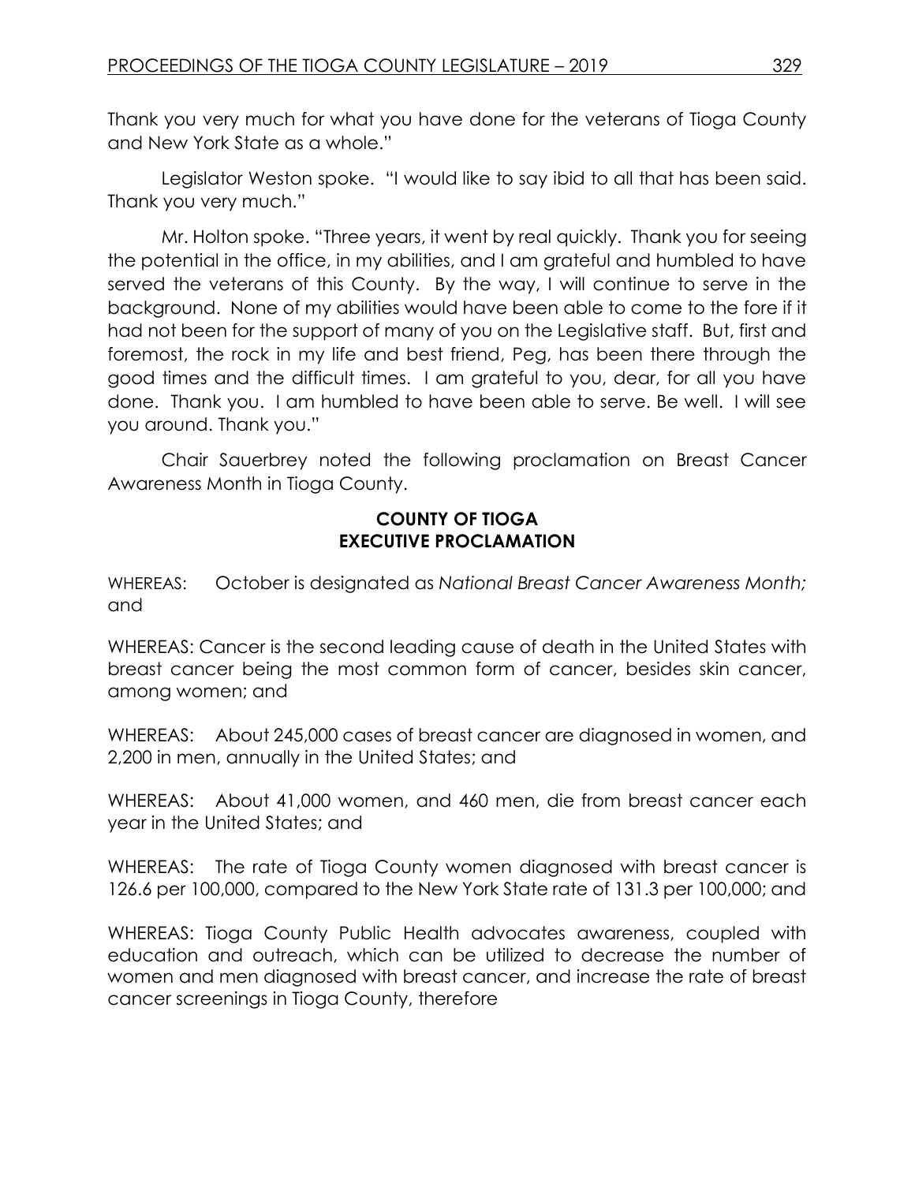Thank you very much for what you have done for the veterans of Tioga County and New York State as a whole."

Legislator Weston spoke. "I would like to say ibid to all that has been said. Thank you very much."

Mr. Holton spoke. "Three years, it went by real quickly. Thank you for seeing the potential in the office, in my abilities, and I am grateful and humbled to have served the veterans of this County. By the way, I will continue to serve in the background. None of my abilities would have been able to come to the fore if it had not been for the support of many of you on the Legislative staff. But, first and foremost, the rock in my life and best friend, Peg, has been there through the good times and the difficult times. I am grateful to you, dear, for all you have done. Thank you. I am humbled to have been able to serve. Be well. I will see you around. Thank you."

Chair Sauerbrey noted the following proclamation on Breast Cancer Awareness Month in Tioga County.

**COUNTY OF TIOGA**
**EXECUTIVE PROCLAMATION**

WHEREAS: October is designated as *National Breast Cancer Awareness Month;* and

WHEREAS: Cancer is the second leading cause of death in the United States with breast cancer being the most common form of cancer, besides skin cancer, among women; and

WHEREAS: About 245,000 cases of breast cancer are diagnosed in women, and 2,200 in men, annually in the United States; and

WHEREAS: About 41,000 women, and 460 men, die from breast cancer each year in the United States; and

WHEREAS: The rate of Tioga County women diagnosed with breast cancer is 126.6 per 100,000, compared to the New York State rate of 131.3 per 100,000; and

WHEREAS: Tioga County Public Health advocates awareness, coupled with education and outreach, which can be utilized to decrease the number of women and men diagnosed with breast cancer, and increase the rate of breast cancer screenings in Tioga County, therefore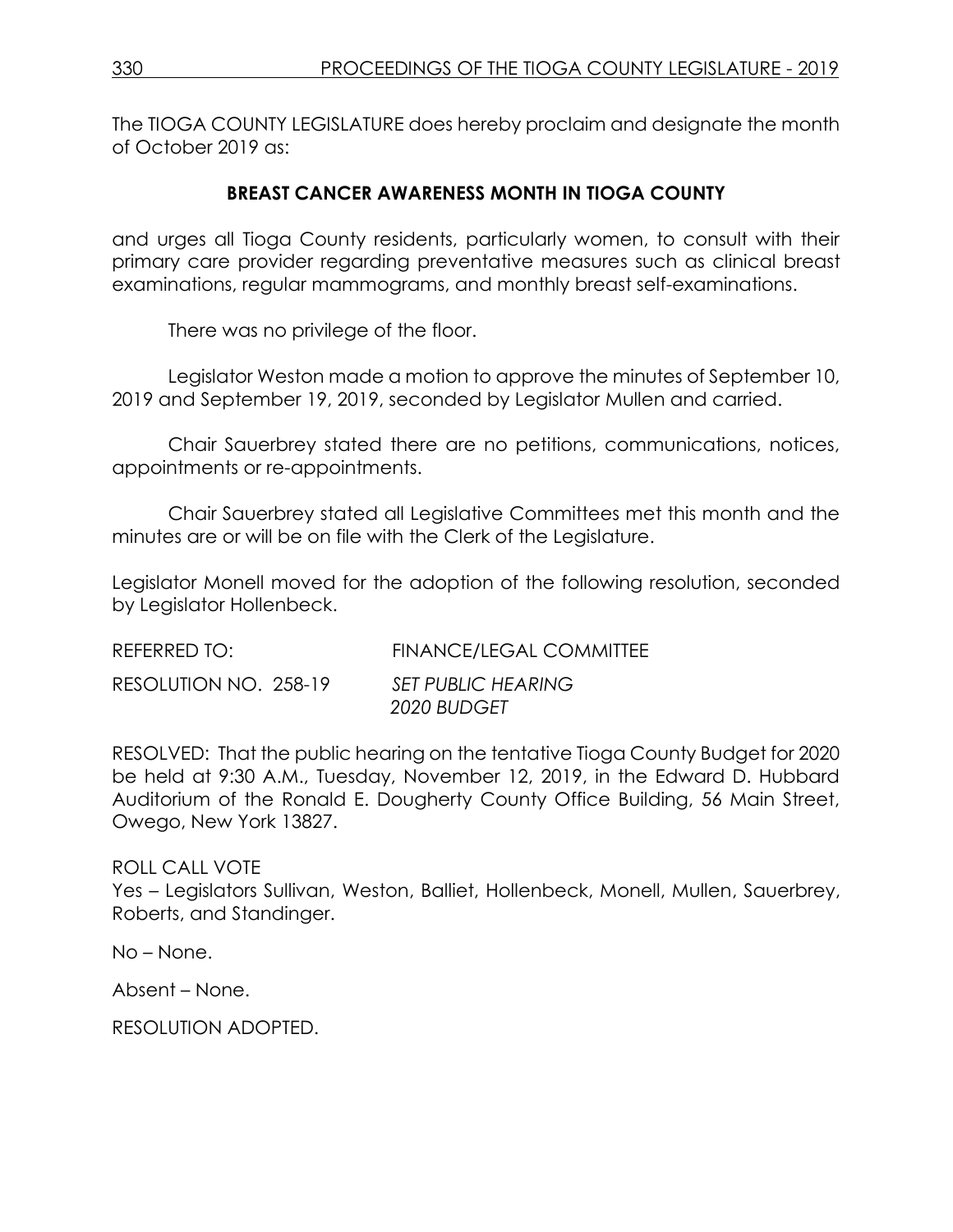The TIOGA COUNTY LEGISLATURE does hereby proclaim and designate the month of October 2019 as:

**BREAST CANCER AWARENESS MONTH IN TIOGA COUNTY**

and urges all Tioga County residents, particularly women, to consult with their primary care provider regarding preventative measures such as clinical breast examinations, regular mammograms, and monthly breast self-examinations.

There was no privilege of the floor.

Legislator Weston made a motion to approve the minutes of September 10, 2019 and September 19, 2019, seconded by Legislator Mullen and carried.

Chair Sauerbrey stated there are no petitions, communications, notices, appointments or re-appointments.

Chair Sauerbrey stated all Legislative Committees met this month and the minutes are or will be on file with the Clerk of the Legislature.

Legislator Monell moved for the adoption of the following resolution, seconded by Legislator Hollenbeck.

REFERRED TO: FINANCE/LEGAL COMMITTEE

RESOLUTION NO. 258-19 *SET PUBLIC HEARING 2020 BUDGET*

RESOLVED: That the public hearing on the tentative Tioga County Budget for 2020 be held at 9:30 A.M., Tuesday, November 12, 2019, in the Edward D. Hubbard Auditorium of the Ronald E. Dougherty County Office Building, 56 Main Street, Owego, New York 13827.

ROLL CALL VOTE
Yes – Legislators Sullivan, Weston, Balliet, Hollenbeck, Monell, Mullen, Sauerbrey, Roberts, and Standinger.

No – None.

Absent – None.

RESOLUTION ADOPTED.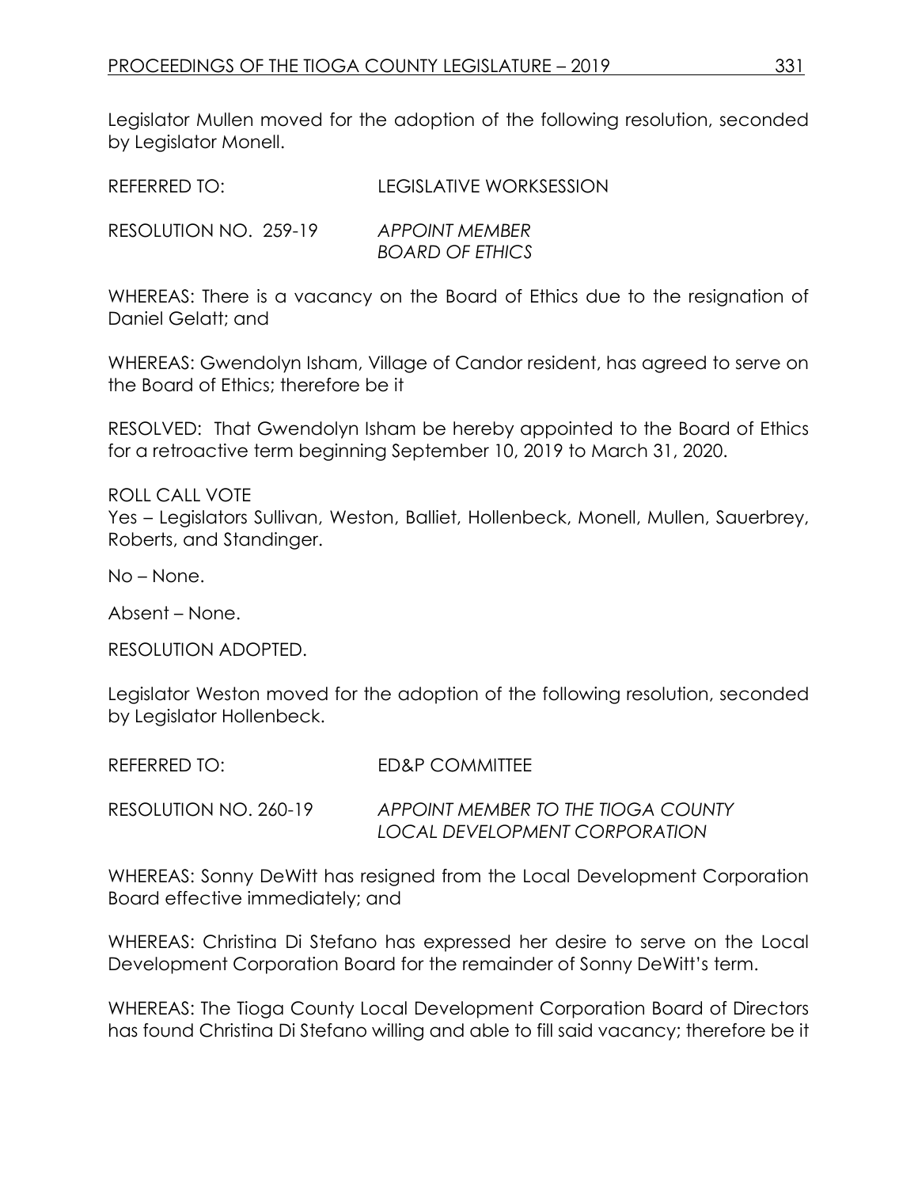Legislator Mullen moved for the adoption of the following resolution, seconded by Legislator Monell.

REFERRED TO: LEGISLATIVE WORKSESSION

RESOLUTION NO. 259-19 *APPOINT MEMBER BOARD OF ETHICS*

WHEREAS: There is a vacancy on the Board of Ethics due to the resignation of Daniel Gelatt; and

WHEREAS: Gwendolyn Isham, Village of Candor resident, has agreed to serve on the Board of Ethics; therefore be it

RESOLVED: That Gwendolyn Isham be hereby appointed to the Board of Ethics for a retroactive term beginning September 10, 2019 to March 31, 2020.

ROLL CALL VOTE
Yes – Legislators Sullivan, Weston, Balliet, Hollenbeck, Monell, Mullen, Sauerbrey, Roberts, and Standinger.

No – None.

Absent – None.

RESOLUTION ADOPTED.

Legislator Weston moved for the adoption of the following resolution, seconded by Legislator Hollenbeck.

REFERRED TO: ED&P COMMITTEE

RESOLUTION NO. 260-19 *APPOINT MEMBER TO THE TIOGA COUNTY LOCAL DEVELOPMENT CORPORATION*

WHEREAS: Sonny DeWitt has resigned from the Local Development Corporation Board effective immediately; and

WHEREAS: Christina Di Stefano has expressed her desire to serve on the Local Development Corporation Board for the remainder of Sonny DeWitt's term.

WHEREAS: The Tioga County Local Development Corporation Board of Directors has found Christina Di Stefano willing and able to fill said vacancy; therefore be it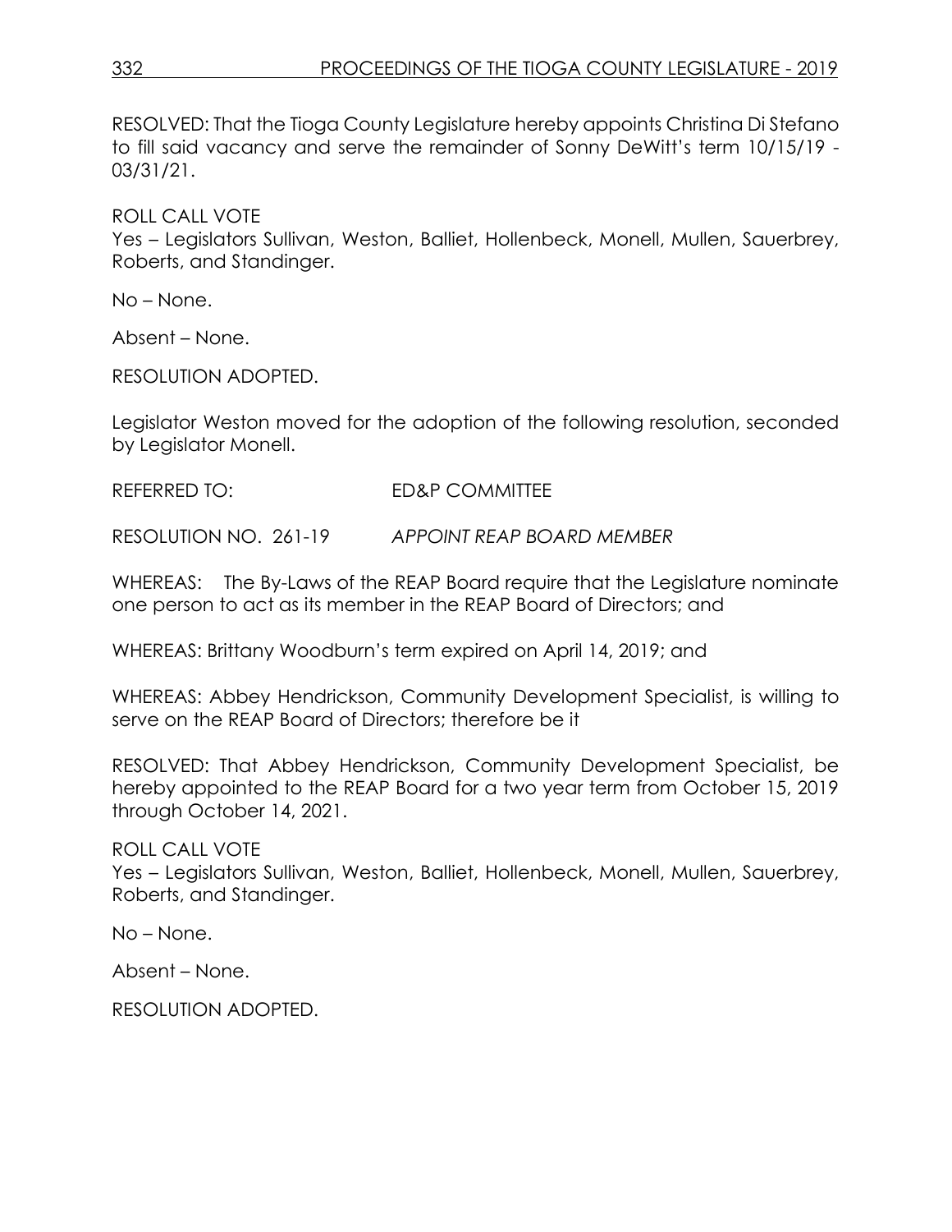RESOLVED: That the Tioga County Legislature hereby appoints Christina Di Stefano to fill said vacancy and serve the remainder of Sonny DeWitt's term 10/15/19 - 03/31/21.

ROLL CALL VOTE
Yes – Legislators Sullivan, Weston, Balliet, Hollenbeck, Monell, Mullen, Sauerbrey, Roberts, and Standinger.

No – None.

Absent – None.

RESOLUTION ADOPTED.

Legislator Weston moved for the adoption of the following resolution, seconded by Legislator Monell.

REFERRED TO: ED&P COMMITTEE

RESOLUTION NO. 261-19 *APPOINT REAP BOARD MEMBER*

WHEREAS: The By-Laws of the REAP Board require that the Legislature nominate one person to act as its member in the REAP Board of Directors; and

WHEREAS: Brittany Woodburn's term expired on April 14, 2019; and

WHEREAS: Abbey Hendrickson, Community Development Specialist, is willing to serve on the REAP Board of Directors; therefore be it

RESOLVED: That Abbey Hendrickson, Community Development Specialist, be hereby appointed to the REAP Board for a two year term from October 15, 2019 through October 14, 2021.

ROLL CALL VOTE
Yes – Legislators Sullivan, Weston, Balliet, Hollenbeck, Monell, Mullen, Sauerbrey, Roberts, and Standinger.

No – None.

Absent – None.

RESOLUTION ADOPTED.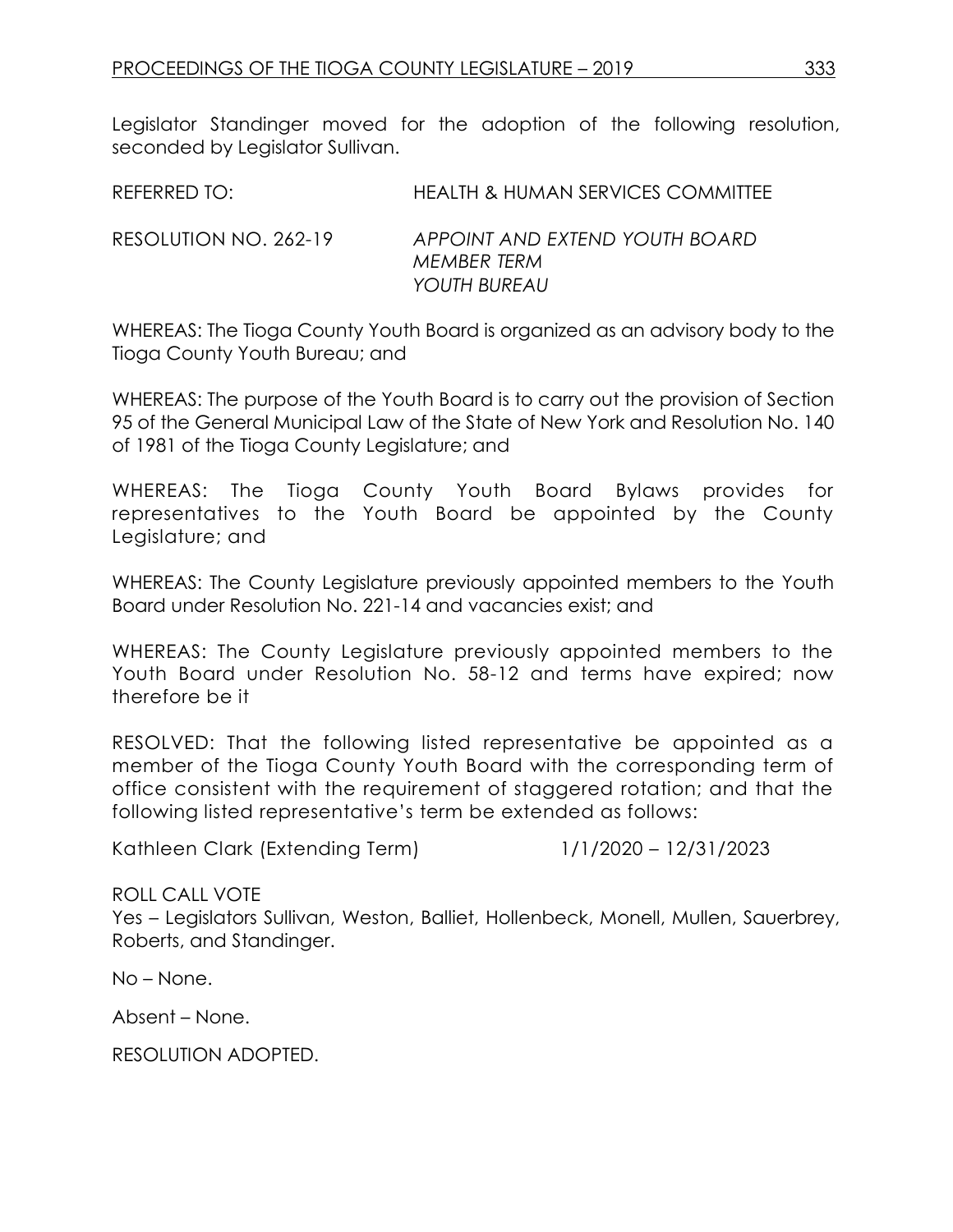Legislator Standinger moved for the adoption of the following resolution, seconded by Legislator Sullivan.

REFERRED TO: HEALTH & HUMAN SERVICES COMMITTEE

RESOLUTION NO. 262-19 *APPOINT AND EXTEND YOUTH BOARD MEMBER TERM YOUTH BUREAU*

WHEREAS: The Tioga County Youth Board is organized as an advisory body to the Tioga County Youth Bureau; and

WHEREAS: The purpose of the Youth Board is to carry out the provision of Section 95 of the General Municipal Law of the State of New York and Resolution No. 140 of 1981 of the Tioga County Legislature; and

WHEREAS: The Tioga County Youth Board Bylaws provides for representatives to the Youth Board be appointed by the County Legislature; and

WHEREAS: The County Legislature previously appointed members to the Youth Board under Resolution No. 221-14 and vacancies exist; and

WHEREAS: The County Legislature previously appointed members to the Youth Board under Resolution No. 58-12 and terms have expired; now therefore be it

RESOLVED: That the following listed representative be appointed as a member of the Tioga County Youth Board with the corresponding term of office consistent with the requirement of staggered rotation; and that the following listed representative's term be extended as follows:

Kathleen Clark (Extending Term) 1/1/2020 – 12/31/2023

ROLL CALL VOTE
Yes – Legislators Sullivan, Weston, Balliet, Hollenbeck, Monell, Mullen, Sauerbrey, Roberts, and Standinger.

No – None.

Absent – None.

RESOLUTION ADOPTED.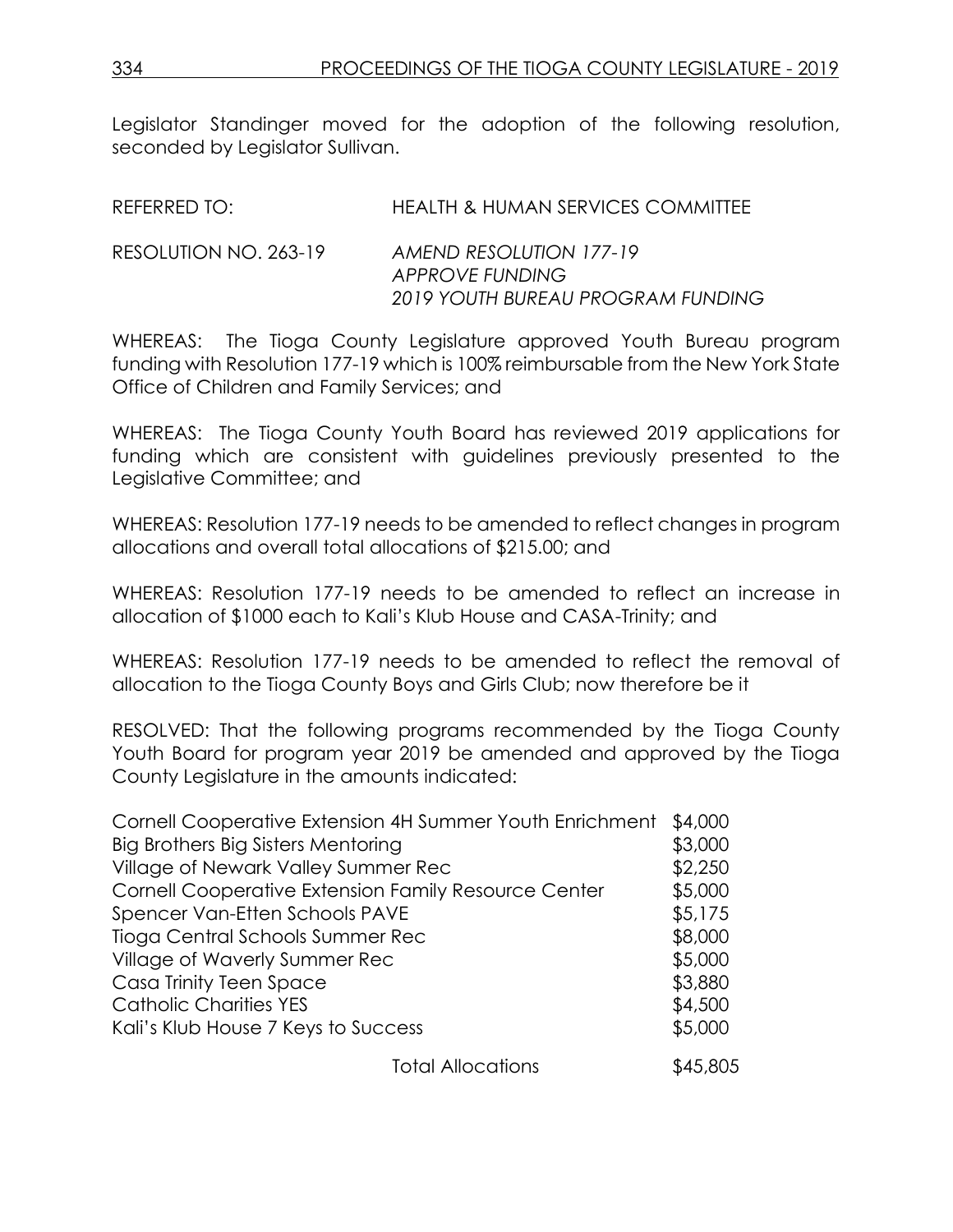Legislator Standinger moved for the adoption of the following resolution, seconded by Legislator Sullivan.

REFERRED TO: HEALTH & HUMAN SERVICES COMMITTEE

RESOLUTION NO. 263-19 *AMEND RESOLUTION 177-19 APPROVE FUNDING 2019 YOUTH BUREAU PROGRAM FUNDING*

WHEREAS: The Tioga County Legislature approved Youth Bureau program funding with Resolution 177-19 which is 100% reimbursable from the New York State Office of Children and Family Services; and

WHEREAS: The Tioga County Youth Board has reviewed 2019 applications for funding which are consistent with guidelines previously presented to the Legislative Committee; and

WHEREAS: Resolution 177-19 needs to be amended to reflect changes in program allocations and overall total allocations of $215.00; and

WHEREAS: Resolution 177-19 needs to be amended to reflect an increase in allocation of $1000 each to Kali's Klub House and CASA-Trinity; and

WHEREAS: Resolution 177-19 needs to be amended to reflect the removal of allocation to the Tioga County Boys and Girls Club; now therefore be it

RESOLVED: That the following programs recommended by the Tioga County Youth Board for program year 2019 be amended and approved by the Tioga County Legislature in the amounts indicated:

| | |
|---|---|
| Cornell Cooperative Extension 4H Summer Youth Enrichment | $4,000 |
| Big Brothers Big Sisters Mentoring | $3,000 |
| Village of Newark Valley Summer Rec | $2,250 |
| Cornell Cooperative Extension Family Resource Center | $5,000 |
| Spencer Van-Etten Schools PAVE | $5,175 |
| Tioga Central Schools Summer Rec | $8,000 |
| Village of Waverly Summer Rec | $5,000 |
| Casa Trinity Teen Space | $3,880 |
| Catholic Charities YES | $4,500 |
| Kali's Klub House 7 Keys to Success | $5,000 |
| Total Allocations | $45,805 |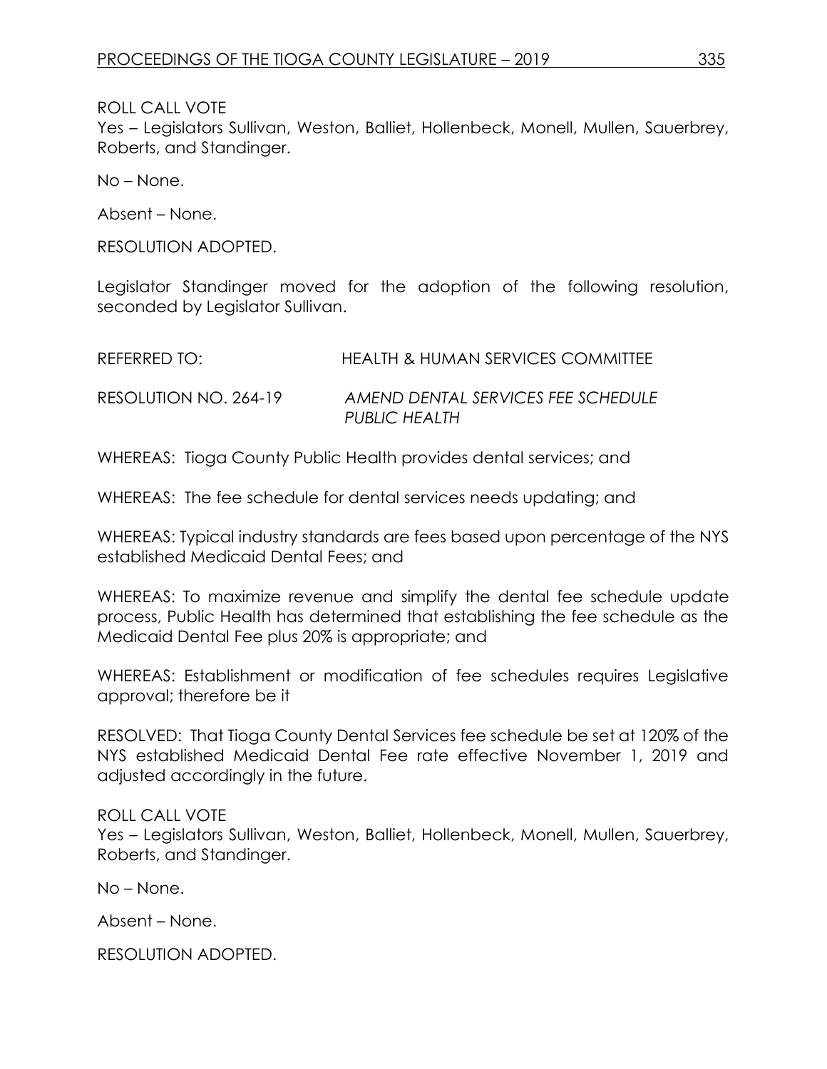ROLL CALL VOTE
Yes – Legislators Sullivan, Weston, Balliet, Hollenbeck, Monell, Mullen, Sauerbrey, Roberts, and Standinger.

No – None.

Absent – None.

RESOLUTION ADOPTED.

Legislator Standinger moved for the adoption of the following resolution, seconded by Legislator Sullivan.

REFERRED TO: HEALTH & HUMAN SERVICES COMMITTEE

RESOLUTION NO. 264-19 *AMEND DENTAL SERVICES FEE SCHEDULE PUBLIC HEALTH*

WHEREAS: Tioga County Public Health provides dental services; and

WHEREAS: The fee schedule for dental services needs updating; and

WHEREAS: Typical industry standards are fees based upon percentage of the NYS established Medicaid Dental Fees; and

WHEREAS: To maximize revenue and simplify the dental fee schedule update process, Public Health has determined that establishing the fee schedule as the Medicaid Dental Fee plus 20% is appropriate; and

WHEREAS: Establishment or modification of fee schedules requires Legislative approval; therefore be it

RESOLVED: That Tioga County Dental Services fee schedule be set at 120% of the NYS established Medicaid Dental Fee rate effective November 1, 2019 and adjusted accordingly in the future.

ROLL CALL VOTE
Yes – Legislators Sullivan, Weston, Balliet, Hollenbeck, Monell, Mullen, Sauerbrey, Roberts, and Standinger.

No – None.

Absent – None.

RESOLUTION ADOPTED.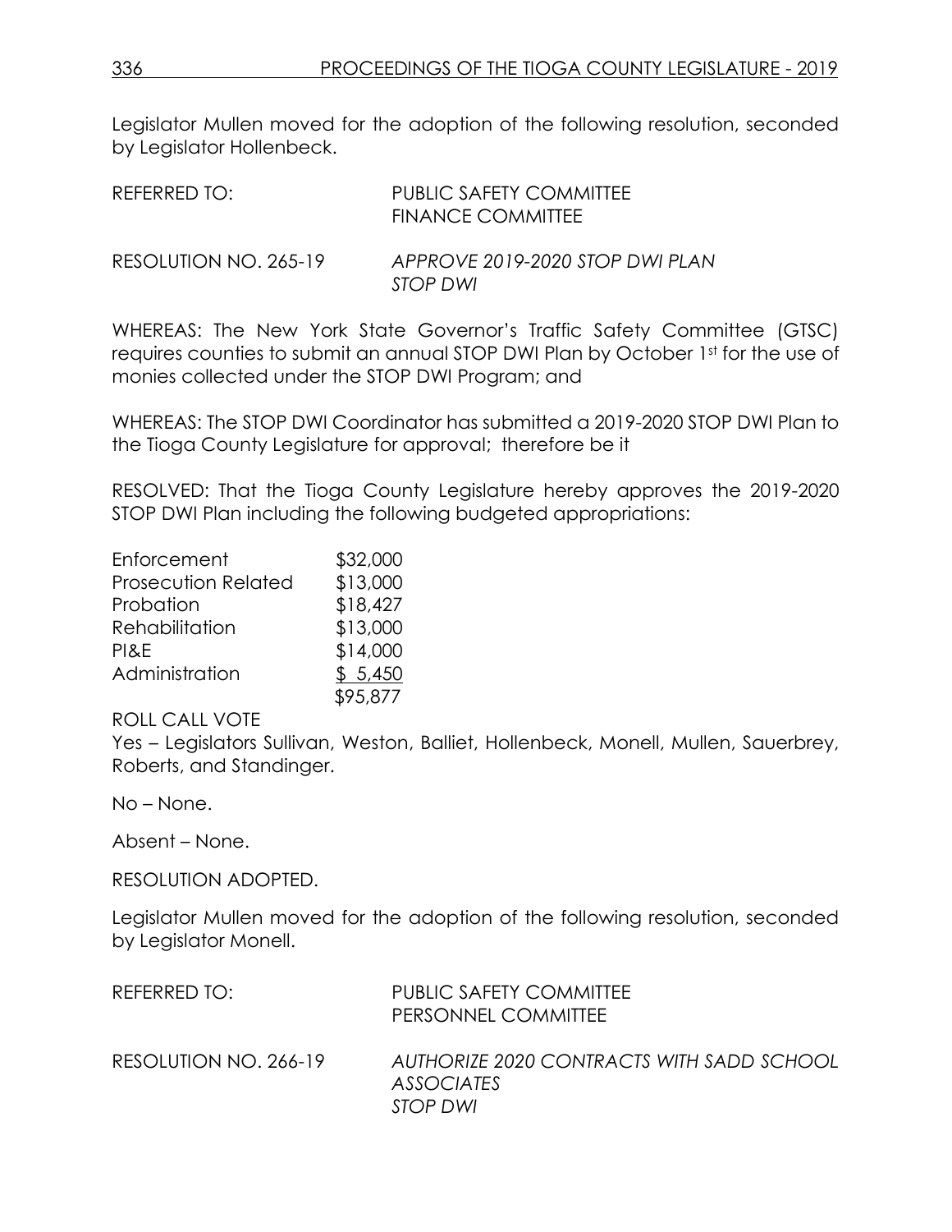Legislator Mullen moved for the adoption of the following resolution, seconded by Legislator Hollenbeck.

| | |
|---|---|
| REFERRED TO: | PUBLIC SAFETY COMMITTEE<br>FINANCE COMMITTEE |
| RESOLUTION NO. 265-19 | *APPROVE 2019-2020 STOP DWI PLAN*<br>*STOP DWI* |

WHEREAS: The New York State Governor's Traffic Safety Committee (GTSC) requires counties to submit an annual STOP DWI Plan by October 1st for the use of monies collected under the STOP DWI Program; and

WHEREAS: The STOP DWI Coordinator has submitted a 2019-2020 STOP DWI Plan to the Tioga County Legislature for approval; therefore be it

RESOLVED: That the Tioga County Legislature hereby approves the 2019-2020 STOP DWI Plan including the following budgeted appropriations:

| | |
|---|---|
| Enforcement | $32,000 |
| Prosecution Related | $13,000 |
| Probation | $18,427 |
| Rehabilitation | $13,000 |
| PI&E | $14,000 |
| Administration | $ 5,450 |
| | $95,877 |

ROLL CALL VOTE

Yes – Legislators Sullivan, Weston, Balliet, Hollenbeck, Monell, Mullen, Sauerbrey, Roberts, and Standinger.

No – None.

Absent – None.

RESOLUTION ADOPTED.

Legislator Mullen moved for the adoption of the following resolution, seconded by Legislator Monell.

| | |
|---|---|
| REFERRED TO: | PUBLIC SAFETY COMMITTEE<br>PERSONNEL COMMITTEE |
| RESOLUTION NO. 266-19 | *AUTHORIZE 2020 CONTRACTS WITH SADD SCHOOL ASSOCIATES*<br>*STOP DWI* |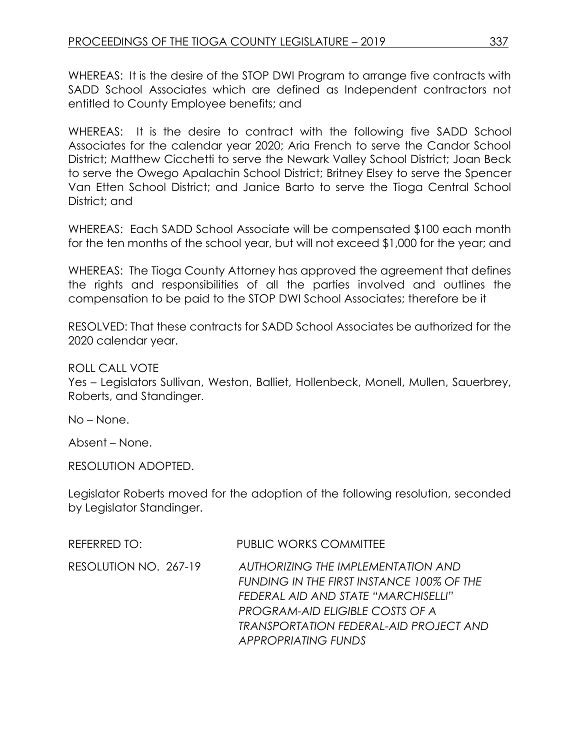WHEREAS: It is the desire of the STOP DWI Program to arrange five contracts with SADD School Associates which are defined as Independent contractors not entitled to County Employee benefits; and

WHEREAS: It is the desire to contract with the following five SADD School Associates for the calendar year 2020; Aria French to serve the Candor School District; Matthew Cicchetti to serve the Newark Valley School District; Joan Beck to serve the Owego Apalachin School District; Britney Elsey to serve the Spencer Van Etten School District; and Janice Barto to serve the Tioga Central School District; and

WHEREAS: Each SADD School Associate will be compensated $100 each month for the ten months of the school year, but will not exceed $1,000 for the year; and

WHEREAS: The Tioga County Attorney has approved the agreement that defines the rights and responsibilities of all the parties involved and outlines the compensation to be paid to the STOP DWI School Associates; therefore be it

RESOLVED: That these contracts for SADD School Associates be authorized for the 2020 calendar year.

ROLL CALL VOTE
Yes – Legislators Sullivan, Weston, Balliet, Hollenbeck, Monell, Mullen, Sauerbrey, Roberts, and Standinger.

No – None.

Absent – None.

RESOLUTION ADOPTED.

Legislator Roberts moved for the adoption of the following resolution, seconded by Legislator Standinger.

REFERRED TO: PUBLIC WORKS COMMITTEE

RESOLUTION NO. 267-19 *AUTHORIZING THE IMPLEMENTATION AND FUNDING IN THE FIRST INSTANCE 100% OF THE FEDERAL AID AND STATE "MARCHISELLI" PROGRAM-AID ELIGIBLE COSTS OF A TRANSPORTATION FEDERAL-AID PROJECT AND APPROPRIATING FUNDS*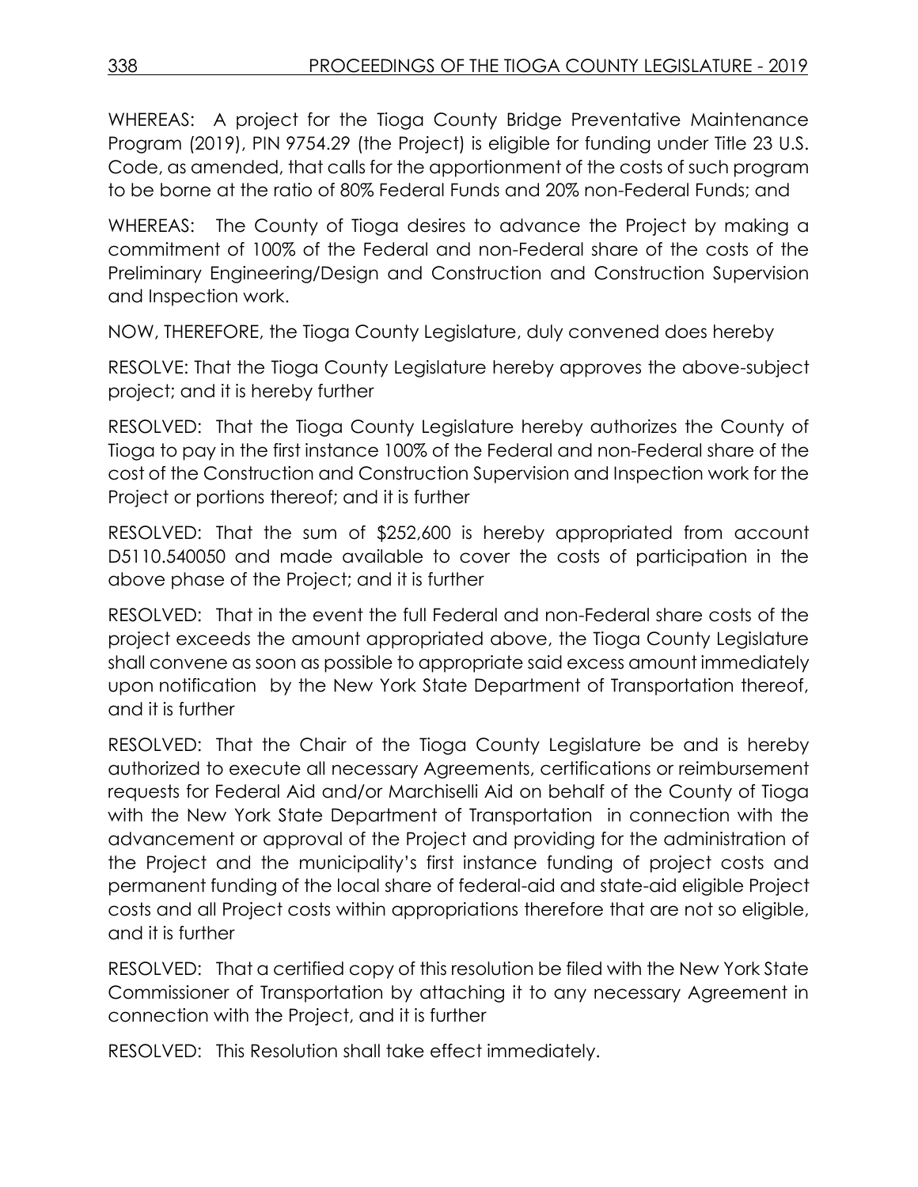WHEREAS: A project for the Tioga County Bridge Preventative Maintenance Program (2019), PIN 9754.29 (the Project) is eligible for funding under Title 23 U.S. Code, as amended, that calls for the apportionment of the costs of such program to be borne at the ratio of 80% Federal Funds and 20% non-Federal Funds; and

WHEREAS: The County of Tioga desires to advance the Project by making a commitment of 100% of the Federal and non-Federal share of the costs of the Preliminary Engineering/Design and Construction and Construction Supervision and Inspection work.

NOW, THEREFORE, the Tioga County Legislature, duly convened does hereby

RESOLVE: That the Tioga County Legislature hereby approves the above-subject project; and it is hereby further

RESOLVED: That the Tioga County Legislature hereby authorizes the County of Tioga to pay in the first instance 100% of the Federal and non-Federal share of the cost of the Construction and Construction Supervision and Inspection work for the Project or portions thereof; and it is further

RESOLVED: That the sum of $252,600 is hereby appropriated from account D5110.540050 and made available to cover the costs of participation in the above phase of the Project; and it is further

RESOLVED: That in the event the full Federal and non-Federal share costs of the project exceeds the amount appropriated above, the Tioga County Legislature shall convene as soon as possible to appropriate said excess amount immediately upon notification by the New York State Department of Transportation thereof, and it is further

RESOLVED: That the Chair of the Tioga County Legislature be and is hereby authorized to execute all necessary Agreements, certifications or reimbursement requests for Federal Aid and/or Marchiselli Aid on behalf of the County of Tioga with the New York State Department of Transportation in connection with the advancement or approval of the Project and providing for the administration of the Project and the municipality's first instance funding of project costs and permanent funding of the local share of federal-aid and state-aid eligible Project costs and all Project costs within appropriations therefore that are not so eligible, and it is further

RESOLVED: That a certified copy of this resolution be filed with the New York State Commissioner of Transportation by attaching it to any necessary Agreement in connection with the Project, and it is further

RESOLVED: This Resolution shall take effect immediately.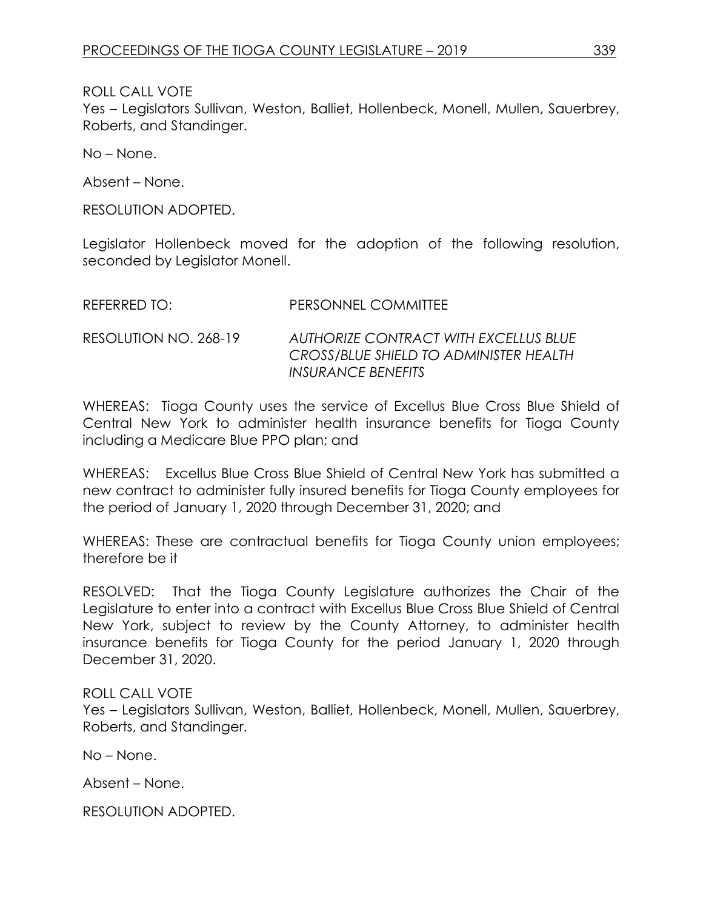ROLL CALL VOTE
Yes – Legislators Sullivan, Weston, Balliet, Hollenbeck, Monell, Mullen, Sauerbrey, Roberts, and Standinger.

No – None.

Absent – None.

RESOLUTION ADOPTED.

Legislator Hollenbeck moved for the adoption of the following resolution, seconded by Legislator Monell.

REFERRED TO: PERSONNEL COMMITTEE

RESOLUTION NO. 268-19 *AUTHORIZE CONTRACT WITH EXCELLUS BLUE CROSS/BLUE SHIELD TO ADMINISTER HEALTH INSURANCE BENEFITS*

WHEREAS: Tioga County uses the service of Excellus Blue Cross Blue Shield of Central New York to administer health insurance benefits for Tioga County including a Medicare Blue PPO plan; and

WHEREAS: Excellus Blue Cross Blue Shield of Central New York has submitted a new contract to administer fully insured benefits for Tioga County employees for the period of January 1, 2020 through December 31, 2020; and

WHEREAS: These are contractual benefits for Tioga County union employees; therefore be it

RESOLVED: That the Tioga County Legislature authorizes the Chair of the Legislature to enter into a contract with Excellus Blue Cross Blue Shield of Central New York, subject to review by the County Attorney, to administer health insurance benefits for Tioga County for the period January 1, 2020 through December 31, 2020.

ROLL CALL VOTE
Yes – Legislators Sullivan, Weston, Balliet, Hollenbeck, Monell, Mullen, Sauerbrey, Roberts, and Standinger.

No – None.

Absent – None.

RESOLUTION ADOPTED.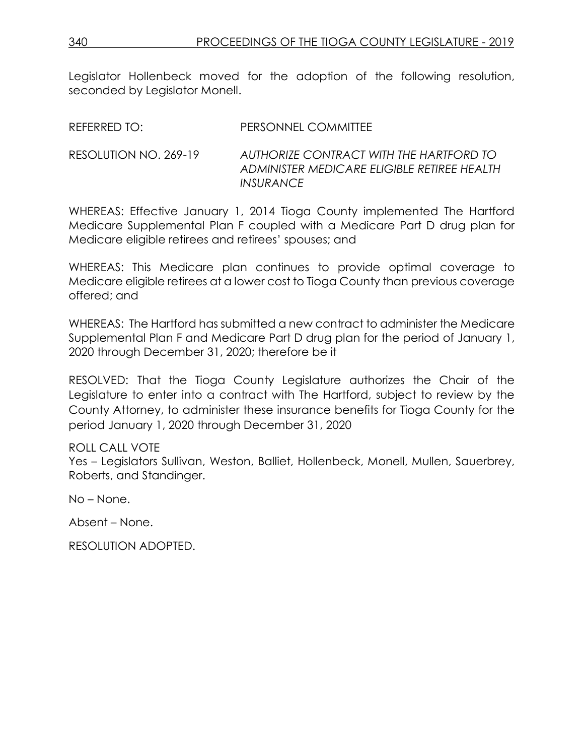Legislator Hollenbeck moved for the adoption of the following resolution, seconded by Legislator Monell.

REFERRED TO: PERSONNEL COMMITTEE

RESOLUTION NO. 269-19 *AUTHORIZE CONTRACT WITH THE HARTFORD TO ADMINISTER MEDICARE ELIGIBLE RETIREE HEALTH INSURANCE*

WHEREAS: Effective January 1, 2014 Tioga County implemented The Hartford Medicare Supplemental Plan F coupled with a Medicare Part D drug plan for Medicare eligible retirees and retirees' spouses; and

WHEREAS: This Medicare plan continues to provide optimal coverage to Medicare eligible retirees at a lower cost to Tioga County than previous coverage offered; and

WHEREAS: The Hartford has submitted a new contract to administer the Medicare Supplemental Plan F and Medicare Part D drug plan for the period of January 1, 2020 through December 31, 2020; therefore be it

RESOLVED: That the Tioga County Legislature authorizes the Chair of the Legislature to enter into a contract with The Hartford, subject to review by the County Attorney, to administer these insurance benefits for Tioga County for the period January 1, 2020 through December 31, 2020

ROLL CALL VOTE
Yes – Legislators Sullivan, Weston, Balliet, Hollenbeck, Monell, Mullen, Sauerbrey, Roberts, and Standinger.

No – None.

Absent – None.

RESOLUTION ADOPTED.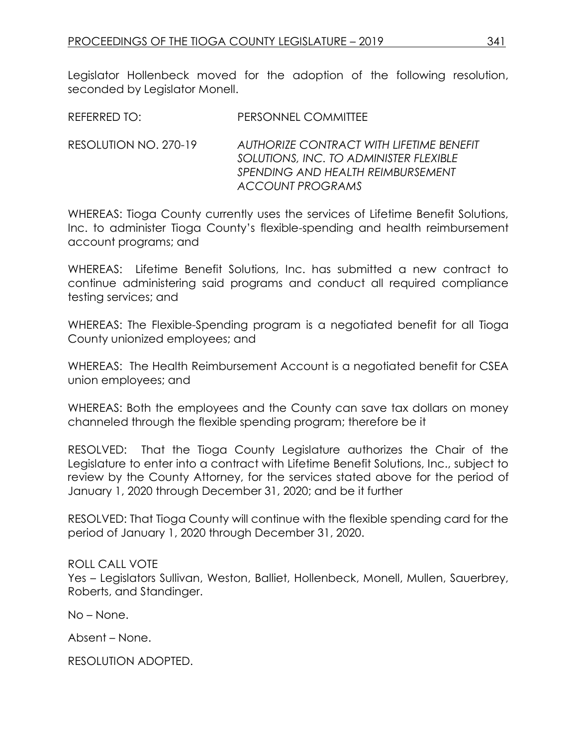Legislator Hollenbeck moved for the adoption of the following resolution, seconded by Legislator Monell.

REFERRED TO: PERSONNEL COMMITTEE

RESOLUTION NO. 270-19 *AUTHORIZE CONTRACT WITH LIFETIME BENEFIT SOLUTIONS, INC. TO ADMINISTER FLEXIBLE SPENDING AND HEALTH REIMBURSEMENT ACCOUNT PROGRAMS*

WHEREAS: Tioga County currently uses the services of Lifetime Benefit Solutions, Inc. to administer Tioga County's flexible-spending and health reimbursement account programs; and

WHEREAS: Lifetime Benefit Solutions, Inc. has submitted a new contract to continue administering said programs and conduct all required compliance testing services; and

WHEREAS: The Flexible-Spending program is a negotiated benefit for all Tioga County unionized employees; and

WHEREAS: The Health Reimbursement Account is a negotiated benefit for CSEA union employees; and

WHEREAS: Both the employees and the County can save tax dollars on money channeled through the flexible spending program; therefore be it

RESOLVED: That the Tioga County Legislature authorizes the Chair of the Legislature to enter into a contract with Lifetime Benefit Solutions, Inc., subject to review by the County Attorney, for the services stated above for the period of January 1, 2020 through December 31, 2020; and be it further

RESOLVED: That Tioga County will continue with the flexible spending card for the period of January 1, 2020 through December 31, 2020.

ROLL CALL VOTE
Yes – Legislators Sullivan, Weston, Balliet, Hollenbeck, Monell, Mullen, Sauerbrey, Roberts, and Standinger.

No – None.

Absent – None.

RESOLUTION ADOPTED.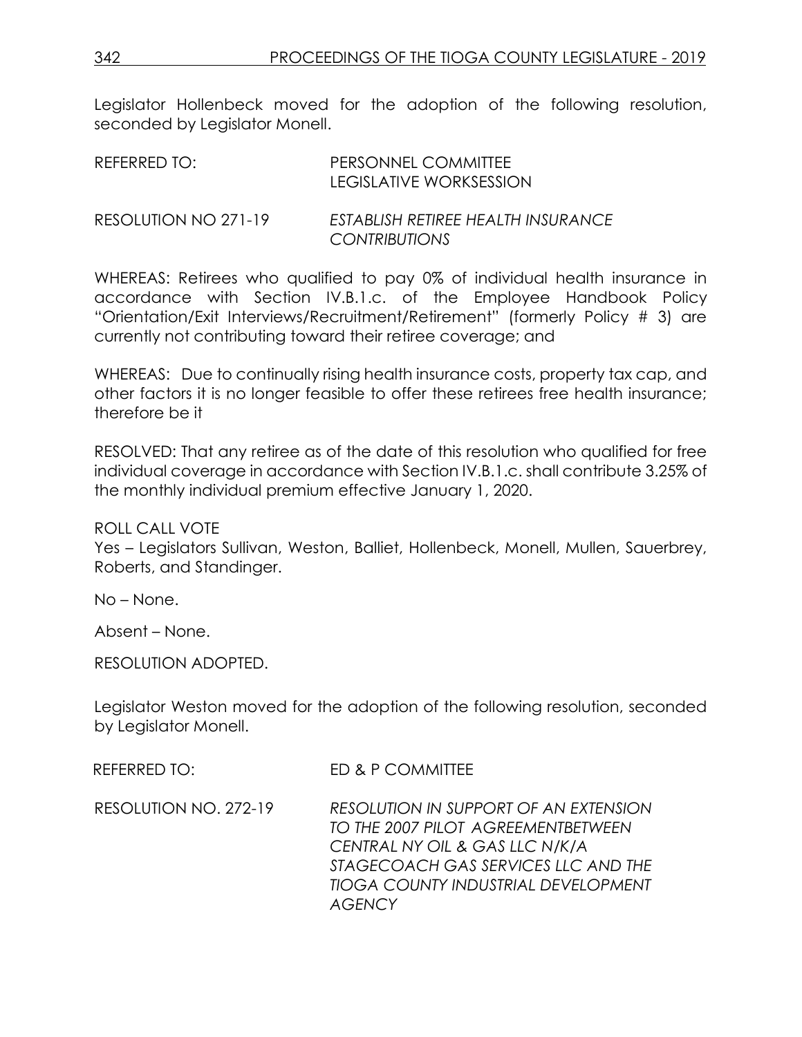Legislator Hollenbeck moved for the adoption of the following resolution, seconded by Legislator Monell.

REFERRED TO: PERSONNEL COMMITTEE
LEGISLATIVE WORKSESSION

RESOLUTION NO 271-19 *ESTABLISH RETIREE HEALTH INSURANCE CONTRIBUTIONS*

WHEREAS: Retirees who qualified to pay 0% of individual health insurance in accordance with Section IV.B.1.c. of the Employee Handbook Policy "Orientation/Exit Interviews/Recruitment/Retirement" (formerly Policy # 3) are currently not contributing toward their retiree coverage; and

WHEREAS: Due to continually rising health insurance costs, property tax cap, and other factors it is no longer feasible to offer these retirees free health insurance; therefore be it

RESOLVED: That any retiree as of the date of this resolution who qualified for free individual coverage in accordance with Section IV.B.1.c. shall contribute 3.25% of the monthly individual premium effective January 1, 2020.

ROLL CALL VOTE
Yes – Legislators Sullivan, Weston, Balliet, Hollenbeck, Monell, Mullen, Sauerbrey, Roberts, and Standinger.

No – None.

Absent – None.

RESOLUTION ADOPTED.

Legislator Weston moved for the adoption of the following resolution, seconded by Legislator Monell.

REFERRED TO: ED & P COMMITTEE

RESOLUTION NO. 272-19 *RESOLUTION IN SUPPORT OF AN EXTENSION TO THE 2007 PILOT AGREEMENTBETWEEN CENTRAL NY OIL & GAS LLC N/K/A STAGECOACH GAS SERVICES LLC AND THE TIOGA COUNTY INDUSTRIAL DEVELOPMENT AGENCY*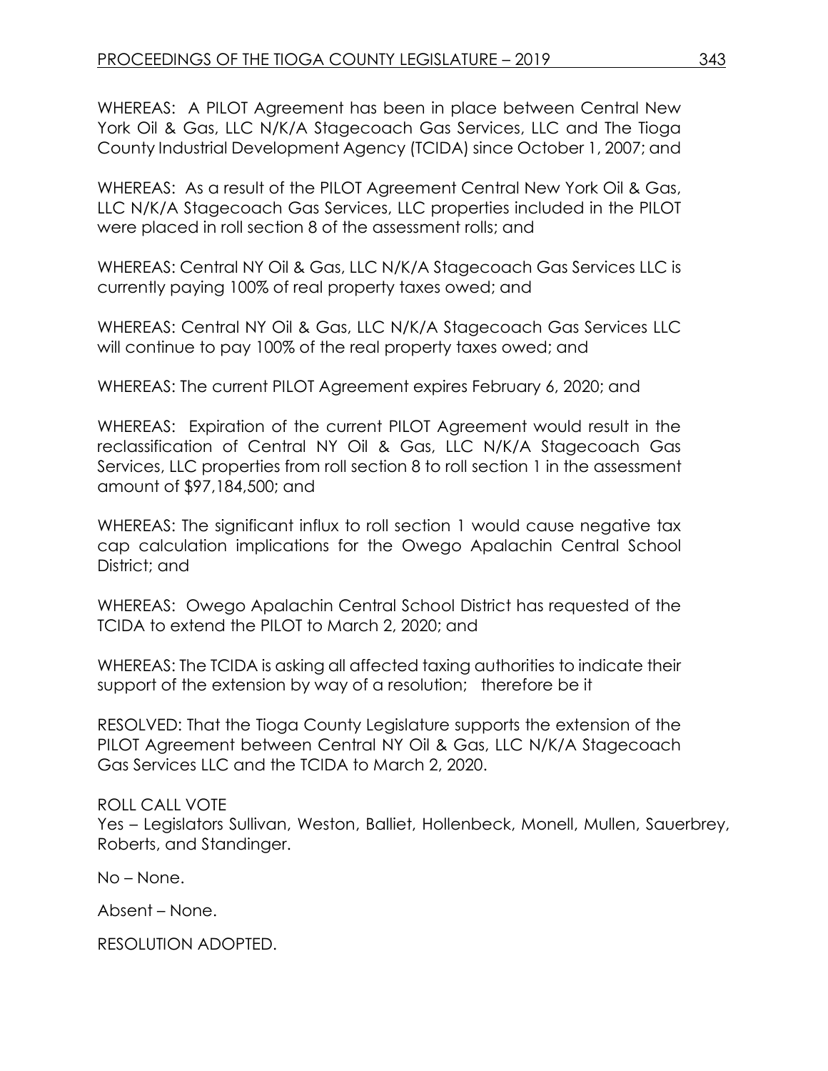WHEREAS: A PILOT Agreement has been in place between Central New York Oil & Gas, LLC N/K/A Stagecoach Gas Services, LLC and The Tioga County Industrial Development Agency (TCIDA) since October 1, 2007; and

WHEREAS: As a result of the PILOT Agreement Central New York Oil & Gas, LLC N/K/A Stagecoach Gas Services, LLC properties included in the PILOT were placed in roll section 8 of the assessment rolls; and

WHEREAS: Central NY Oil & Gas, LLC N/K/A Stagecoach Gas Services LLC is currently paying 100% of real property taxes owed; and

WHEREAS: Central NY Oil & Gas, LLC N/K/A Stagecoach Gas Services LLC will continue to pay 100% of the real property taxes owed; and

WHEREAS: The current PILOT Agreement expires February 6, 2020; and

WHEREAS: Expiration of the current PILOT Agreement would result in the reclassification of Central NY Oil & Gas, LLC N/K/A Stagecoach Gas Services, LLC properties from roll section 8 to roll section 1 in the assessment amount of $97,184,500; and

WHEREAS: The significant influx to roll section 1 would cause negative tax cap calculation implications for the Owego Apalachin Central School District; and

WHEREAS: Owego Apalachin Central School District has requested of the TCIDA to extend the PILOT to March 2, 2020; and

WHEREAS: The TCIDA is asking all affected taxing authorities to indicate their support of the extension by way of a resolution; therefore be it

RESOLVED: That the Tioga County Legislature supports the extension of the PILOT Agreement between Central NY Oil & Gas, LLC N/K/A Stagecoach Gas Services LLC and the TCIDA to March 2, 2020.

ROLL CALL VOTE

Yes – Legislators Sullivan, Weston, Balliet, Hollenbeck, Monell, Mullen, Sauerbrey, Roberts, and Standinger.

No – None.

Absent – None.

RESOLUTION ADOPTED.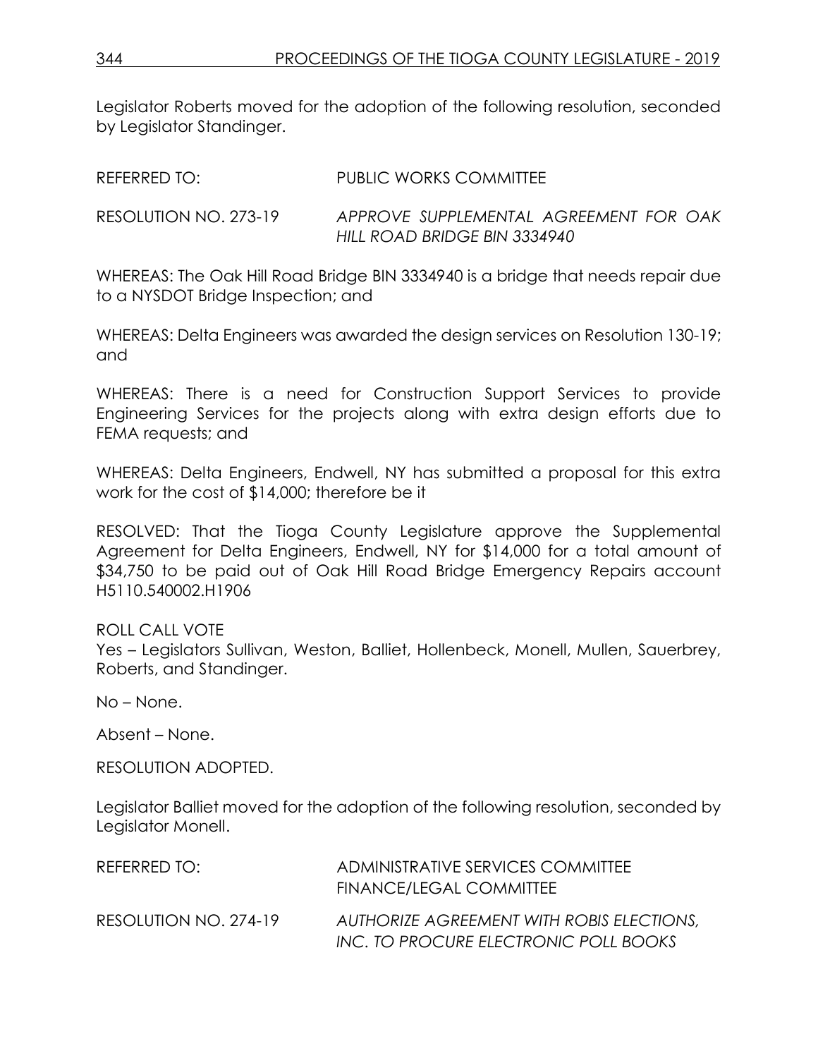Legislator Roberts moved for the adoption of the following resolution, seconded by Legislator Standinger.

REFERRED TO: PUBLIC WORKS COMMITTEE

RESOLUTION NO. 273-19 *APPROVE SUPPLEMENTAL AGREEMENT FOR OAK HILL ROAD BRIDGE BIN 3334940*

WHEREAS: The Oak Hill Road Bridge BIN 3334940 is a bridge that needs repair due to a NYSDOT Bridge Inspection; and

WHEREAS: Delta Engineers was awarded the design services on Resolution 130-19; and

WHEREAS: There is a need for Construction Support Services to provide Engineering Services for the projects along with extra design efforts due to FEMA requests; and

WHEREAS: Delta Engineers, Endwell, NY has submitted a proposal for this extra work for the cost of $14,000; therefore be it

RESOLVED: That the Tioga County Legislature approve the Supplemental Agreement for Delta Engineers, Endwell, NY for $14,000 for a total amount of $34,750 to be paid out of Oak Hill Road Bridge Emergency Repairs account H5110.540002.H1906

ROLL CALL VOTE
Yes – Legislators Sullivan, Weston, Balliet, Hollenbeck, Monell, Mullen, Sauerbrey, Roberts, and Standinger.

No – None.

Absent – None.

RESOLUTION ADOPTED.

Legislator Balliet moved for the adoption of the following resolution, seconded by Legislator Monell.

REFERRED TO: ADMINISTRATIVE SERVICES COMMITTEE
FINANCE/LEGAL COMMITTEE

RESOLUTION NO. 274-19 *AUTHORIZE AGREEMENT WITH ROBIS ELECTIONS, INC. TO PROCURE ELECTRONIC POLL BOOKS*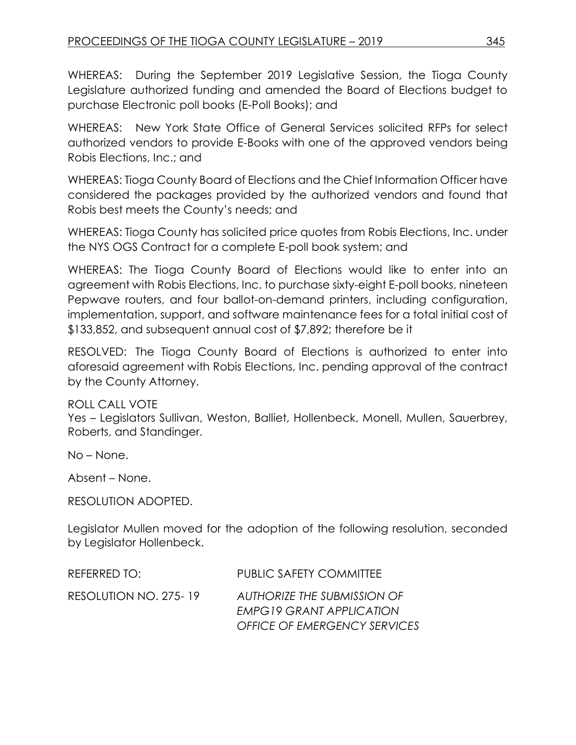WHEREAS: During the September 2019 Legislative Session, the Tioga County Legislature authorized funding and amended the Board of Elections budget to purchase Electronic poll books (E-Poll Books); and

WHEREAS: New York State Office of General Services solicited RFPs for select authorized vendors to provide E-Books with one of the approved vendors being Robis Elections, Inc.; and

WHEREAS: Tioga County Board of Elections and the Chief Information Officer have considered the packages provided by the authorized vendors and found that Robis best meets the County's needs; and

WHEREAS: Tioga County has solicited price quotes from Robis Elections, Inc. under the NYS OGS Contract for a complete E-poll book system; and

WHEREAS: The Tioga County Board of Elections would like to enter into an agreement with Robis Elections, Inc. to purchase sixty-eight E-poll books, nineteen Pepwave routers, and four ballot-on-demand printers, including configuration, implementation, support, and software maintenance fees for a total initial cost of $133,852, and subsequent annual cost of $7,892; therefore be it

RESOLVED: The Tioga County Board of Elections is authorized to enter into aforesaid agreement with Robis Elections, Inc. pending approval of the contract by the County Attorney.

ROLL CALL VOTE
Yes – Legislators Sullivan, Weston, Balliet, Hollenbeck, Monell, Mullen, Sauerbrey, Roberts, and Standinger.

No – None.

Absent – None.

RESOLUTION ADOPTED.

Legislator Mullen moved for the adoption of the following resolution, seconded by Legislator Hollenbeck.

REFERRED TO: PUBLIC SAFETY COMMITTEE

RESOLUTION NO. 275- 19 *AUTHORIZE THE SUBMISSION OF EMPG19 GRANT APPLICATION OFFICE OF EMERGENCY SERVICES*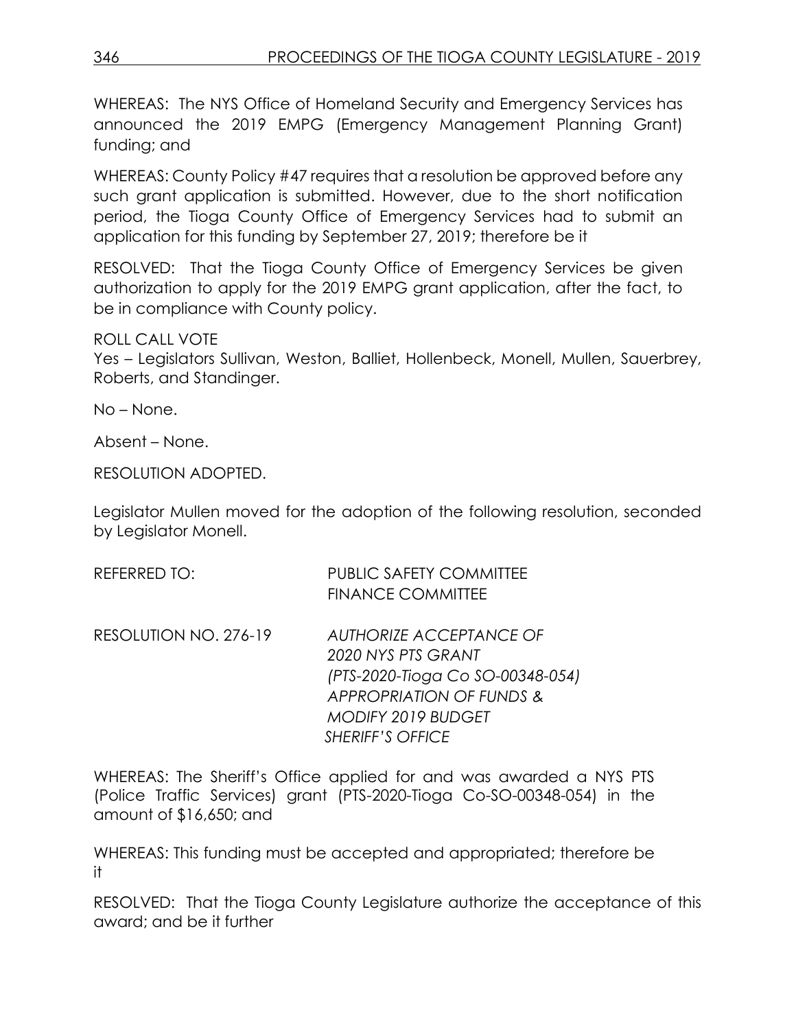WHEREAS: The NYS Office of Homeland Security and Emergency Services has announced the 2019 EMPG (Emergency Management Planning Grant) funding; and

WHEREAS: County Policy #47 requires that a resolution be approved before any such grant application is submitted. However, due to the short notification period, the Tioga County Office of Emergency Services had to submit an application for this funding by September 27, 2019; therefore be it

RESOLVED: That the Tioga County Office of Emergency Services be given authorization to apply for the 2019 EMPG grant application, after the fact, to be in compliance with County policy.

ROLL CALL VOTE
Yes – Legislators Sullivan, Weston, Balliet, Hollenbeck, Monell, Mullen, Sauerbrey, Roberts, and Standinger.

No – None.

Absent – None.

RESOLUTION ADOPTED.

Legislator Mullen moved for the adoption of the following resolution, seconded by Legislator Monell.

REFERRED TO: PUBLIC SAFETY COMMITTEE
FINANCE COMMITTEE

RESOLUTION NO. 276-19 *AUTHORIZE ACCEPTANCE OF 2020 NYS PTS GRANT (PTS-2020-Tioga Co SO-00348-054) APPROPRIATION OF FUNDS & MODIFY 2019 BUDGET SHERIFF'S OFFICE*

WHEREAS: The Sheriff's Office applied for and was awarded a NYS PTS (Police Traffic Services) grant (PTS-2020-Tioga Co-SO-00348-054) in the amount of $16,650; and

WHEREAS: This funding must be accepted and appropriated; therefore be it

RESOLVED: That the Tioga County Legislature authorize the acceptance of this award; and be it further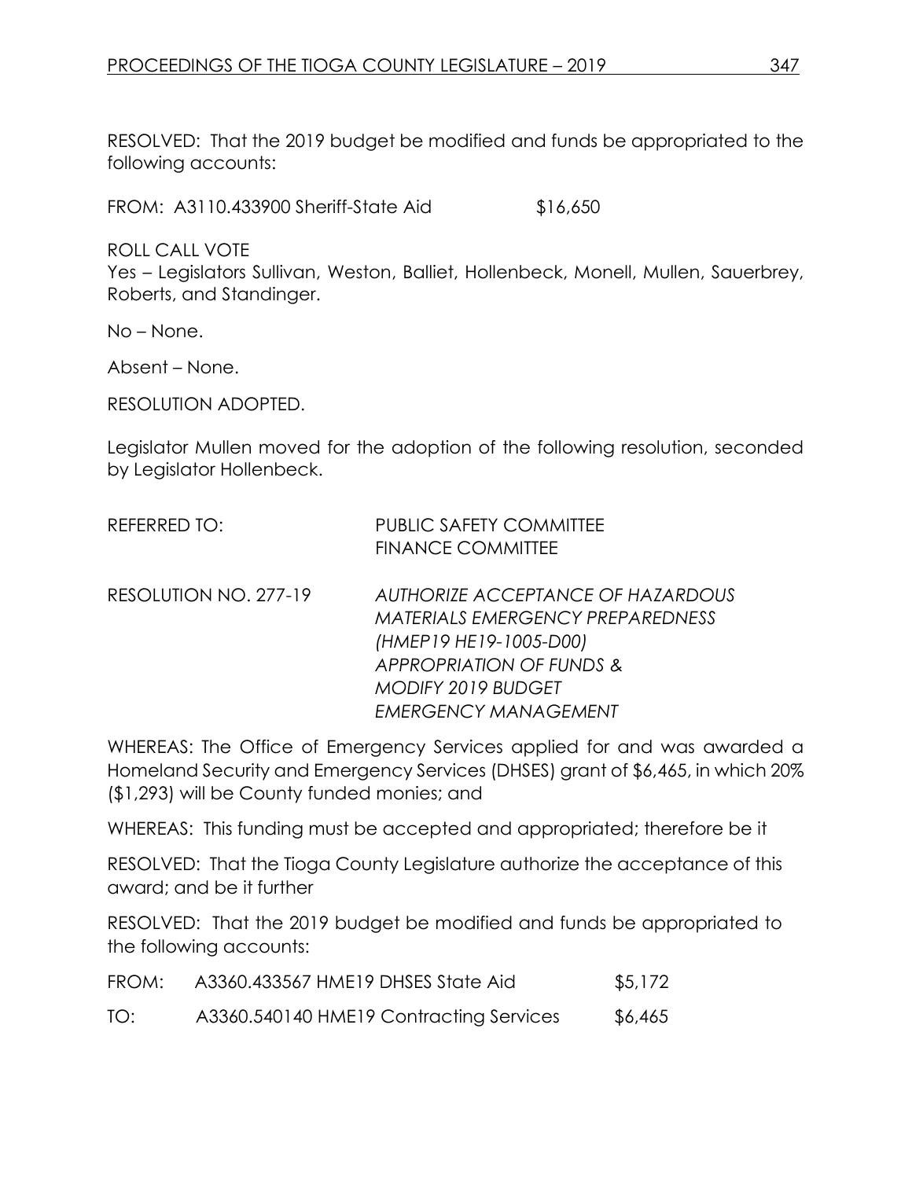RESOLVED: That the 2019 budget be modified and funds be appropriated to the following accounts:

FROM: A3110.433900 Sheriff-State Aid $16,650

ROLL CALL VOTE
Yes – Legislators Sullivan, Weston, Balliet, Hollenbeck, Monell, Mullen, Sauerbrey, Roberts, and Standinger.

No – None.

Absent – None.

RESOLUTION ADOPTED.

Legislator Mullen moved for the adoption of the following resolution, seconded by Legislator Hollenbeck.

| | |
|---|---|
| REFERRED TO: | PUBLIC SAFETY COMMITTEE<br>FINANCE COMMITTEE |
| RESOLUTION NO. 277-19 | *AUTHORIZE ACCEPTANCE OF HAZARDOUS MATERIALS EMERGENCY PREPAREDNESS (HMEP19 HE19-1005-D00)*<br>*APPROPRIATION OF FUNDS &*<br>*MODIFY 2019 BUDGET*<br>*EMERGENCY MANAGEMENT* |

WHEREAS: The Office of Emergency Services applied for and was awarded a Homeland Security and Emergency Services (DHSES) grant of $6,465, in which 20% ($1,293) will be County funded monies; and

WHEREAS: This funding must be accepted and appropriated; therefore be it

RESOLVED: That the Tioga County Legislature authorize the acceptance of this award; and be it further

RESOLVED: That the 2019 budget be modified and funds be appropriated to the following accounts:

| | | |
|---|---|---|
| FROM: | A3360.433567 HME19 DHSES State Aid | $5,172 |
| TO: | A3360.540140 HME19 Contracting Services | $6,465 |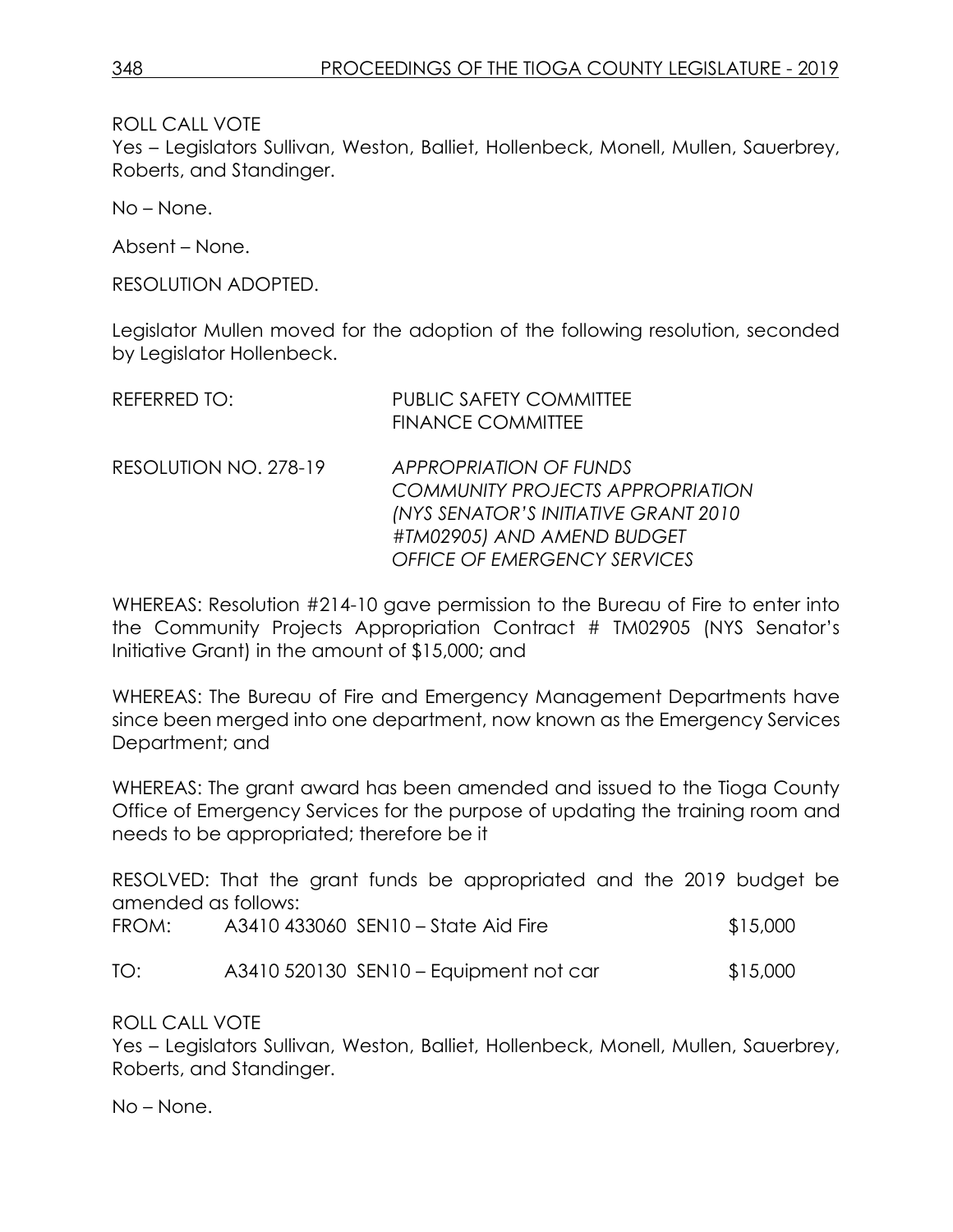ROLL CALL VOTE
Yes – Legislators Sullivan, Weston, Balliet, Hollenbeck, Monell, Mullen, Sauerbrey, Roberts, and Standinger.

No – None.

Absent – None.

RESOLUTION ADOPTED.

Legislator Mullen moved for the adoption of the following resolution, seconded by Legislator Hollenbeck.

REFERRED TO: PUBLIC SAFETY COMMITTEE
FINANCE COMMITTEE

RESOLUTION NO. 278-19 *APPROPRIATION OF FUNDS COMMUNITY PROJECTS APPROPRIATION (NYS SENATOR'S INITIATIVE GRANT 2010 #TM02905) AND AMEND BUDGET OFFICE OF EMERGENCY SERVICES*

WHEREAS: Resolution #214-10 gave permission to the Bureau of Fire to enter into the Community Projects Appropriation Contract # TM02905 (NYS Senator's Initiative Grant) in the amount of $15,000; and

WHEREAS: The Bureau of Fire and Emergency Management Departments have since been merged into one department, now known as the Emergency Services Department; and

WHEREAS: The grant award has been amended and issued to the Tioga County Office of Emergency Services for the purpose of updating the training room and needs to be appropriated; therefore be it

RESOLVED: That the grant funds be appropriated and the 2019 budget be amended as follows:

| | | |
|---|---|---|
| FROM: | A3410 433060 SEN10 – State Aid Fire | $15,000 |
| TO: | A3410 520130 SEN10 – Equipment not car | $15,000 |

ROLL CALL VOTE
Yes – Legislators Sullivan, Weston, Balliet, Hollenbeck, Monell, Mullen, Sauerbrey, Roberts, and Standinger.

No – None.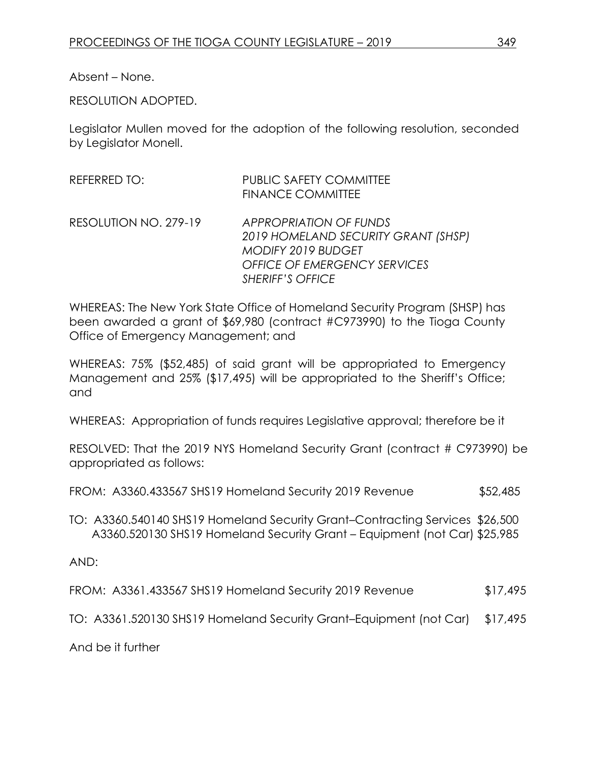Absent – None.

RESOLUTION ADOPTED.

Legislator Mullen moved for the adoption of the following resolution, seconded by Legislator Monell.

REFERRED TO: PUBLIC SAFETY COMMITTEE
FINANCE COMMITTEE

RESOLUTION NO. 279-19 *APPROPRIATION OF FUNDS*
*2019 HOMELAND SECURITY GRANT (SHSP)*
*MODIFY 2019 BUDGET*
*OFFICE OF EMERGENCY SERVICES*
*SHERIFF'S OFFICE*

WHEREAS: The New York State Office of Homeland Security Program (SHSP) has been awarded a grant of $69,980 (contract #C973990) to the Tioga County Office of Emergency Management; and

WHEREAS: 75% ($52,485) of said grant will be appropriated to Emergency Management and 25% ($17,495) will be appropriated to the Sheriff's Office; and

WHEREAS: Appropriation of funds requires Legislative approval; therefore be it

RESOLVED: That the 2019 NYS Homeland Security Grant (contract # C973990) be appropriated as follows:

FROM: A3360.433567 SHS19 Homeland Security 2019 Revenue $52,485

TO: A3360.540140 SHS19 Homeland Security Grant–Contracting Services $26,500
A3360.520130 SHS19 Homeland Security Grant – Equipment (not Car) $25,985

AND:

FROM: A3361.433567 SHS19 Homeland Security 2019 Revenue $17,495

TO: A3361.520130 SHS19 Homeland Security Grant–Equipment (not Car) $17,495

And be it further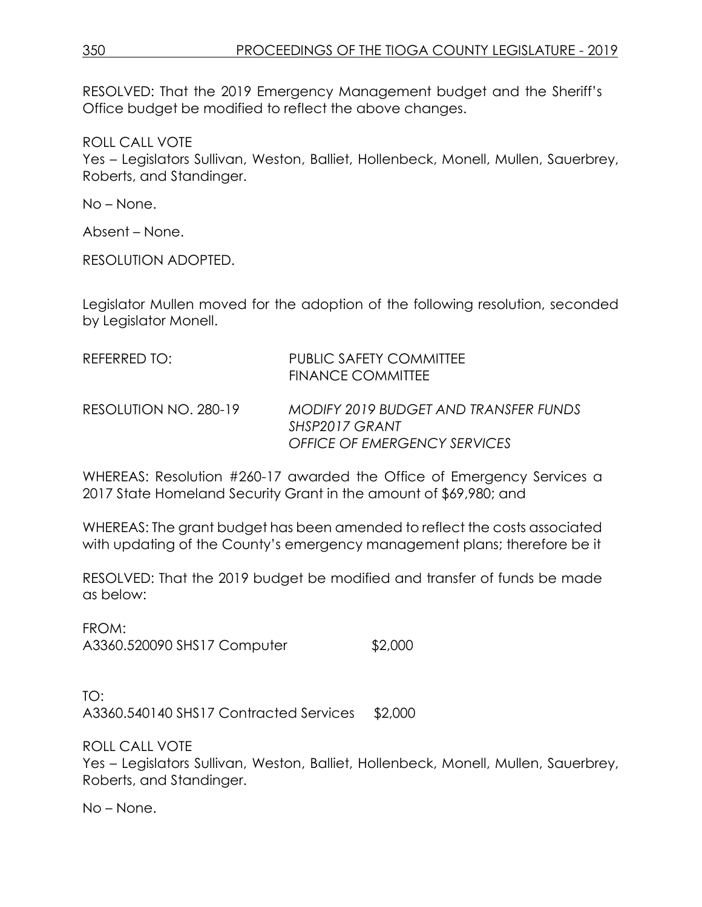RESOLVED: That the 2019 Emergency Management budget and the Sheriff's Office budget be modified to reflect the above changes.

ROLL CALL VOTE
Yes – Legislators Sullivan, Weston, Balliet, Hollenbeck, Monell, Mullen, Sauerbrey, Roberts, and Standinger.

No – None.

Absent – None.

RESOLUTION ADOPTED.

Legislator Mullen moved for the adoption of the following resolution, seconded by Legislator Monell.

REFERRED TO: PUBLIC SAFETY COMMITTEE
FINANCE COMMITTEE

RESOLUTION NO. 280-19 *MODIFY 2019 BUDGET AND TRANSFER FUNDS*
*SHSP2017 GRANT*
*OFFICE OF EMERGENCY SERVICES*

WHEREAS: Resolution #260-17 awarded the Office of Emergency Services a 2017 State Homeland Security Grant in the amount of $69,980; and

WHEREAS: The grant budget has been amended to reflect the costs associated with updating of the County's emergency management plans; therefore be it

RESOLVED: That the 2019 budget be modified and transfer of funds be made as below:

FROM:
A3360.520090 SHS17 Computer $2,000

TO:
A3360.540140 SHS17 Contracted Services $2,000

ROLL CALL VOTE
Yes – Legislators Sullivan, Weston, Balliet, Hollenbeck, Monell, Mullen, Sauerbrey, Roberts, and Standinger.

No – None.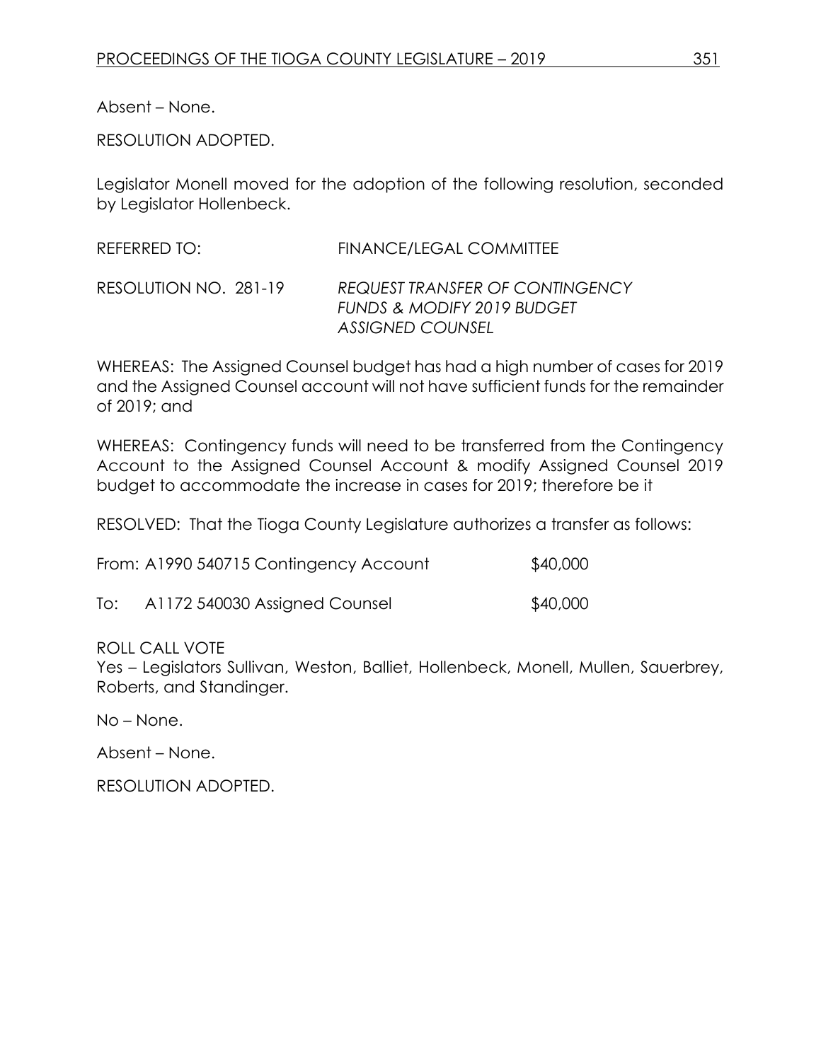Absent – None.

RESOLUTION ADOPTED.

Legislator Monell moved for the adoption of the following resolution, seconded by Legislator Hollenbeck.

REFERRED TO: FINANCE/LEGAL COMMITTEE

RESOLUTION NO. 281-19 *REQUEST TRANSFER OF CONTINGENCY FUNDS & MODIFY 2019 BUDGET ASSIGNED COUNSEL*

WHEREAS: The Assigned Counsel budget has had a high number of cases for 2019 and the Assigned Counsel account will not have sufficient funds for the remainder of 2019; and

WHEREAS: Contingency funds will need to be transferred from the Contingency Account to the Assigned Counsel Account & modify Assigned Counsel 2019 budget to accommodate the increase in cases for 2019; therefore be it

RESOLVED: That the Tioga County Legislature authorizes a transfer as follows:

| | | |
|---|---|---|
| From: | A1990 540715 Contingency Account | $40,000 |
| To: | A1172 540030 Assigned Counsel | $40,000 |

ROLL CALL VOTE
Yes – Legislators Sullivan, Weston, Balliet, Hollenbeck, Monell, Mullen, Sauerbrey, Roberts, and Standinger.

No – None.

Absent – None.

RESOLUTION ADOPTED.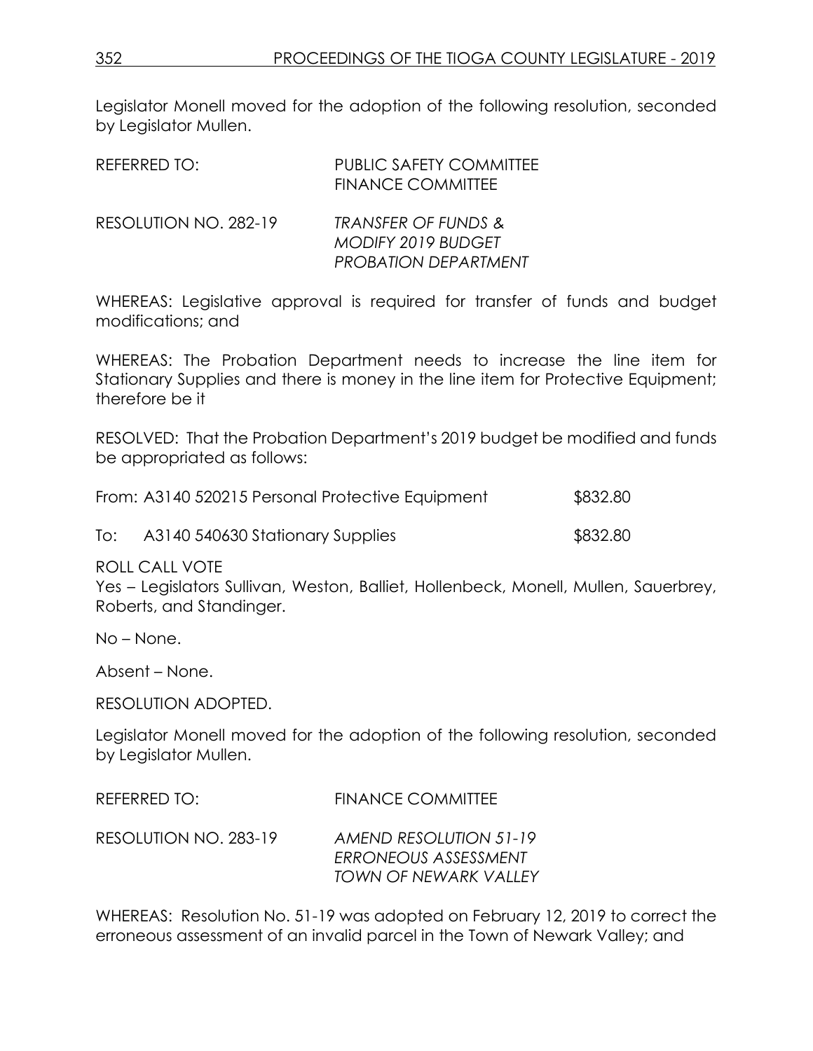Legislator Monell moved for the adoption of the following resolution, seconded by Legislator Mullen.

| | |
|---|---|
| REFERRED TO: | PUBLIC SAFETY COMMITTEE<br>FINANCE COMMITTEE |
| RESOLUTION NO. 282-19 | *TRANSFER OF FUNDS &<br>MODIFY 2019 BUDGET<br>PROBATION DEPARTMENT* |

WHEREAS: Legislative approval is required for transfer of funds and budget modifications; and

WHEREAS: The Probation Department needs to increase the line item for Stationary Supplies and there is money in the line item for Protective Equipment; therefore be it

RESOLVED: That the Probation Department's 2019 budget be modified and funds be appropriated as follows:

| | |
|---|---|
| From: A3140 520215 Personal Protective Equipment | $832.80 |
| To: A3140 540630 Stationary Supplies | $832.80 |

ROLL CALL VOTE
Yes – Legislators Sullivan, Weston, Balliet, Hollenbeck, Monell, Mullen, Sauerbrey, Roberts, and Standinger.

No – None.

Absent – None.

RESOLUTION ADOPTED.

Legislator Monell moved for the adoption of the following resolution, seconded by Legislator Mullen.

| | |
|---|---|
| REFERRED TO: | FINANCE COMMITTEE |
| RESOLUTION NO. 283-19 | *AMEND RESOLUTION 51-19<br>ERRONEOUS ASSESSMENT<br>TOWN OF NEWARK VALLEY* |

WHEREAS: Resolution No. 51-19 was adopted on February 12, 2019 to correct the erroneous assessment of an invalid parcel in the Town of Newark Valley; and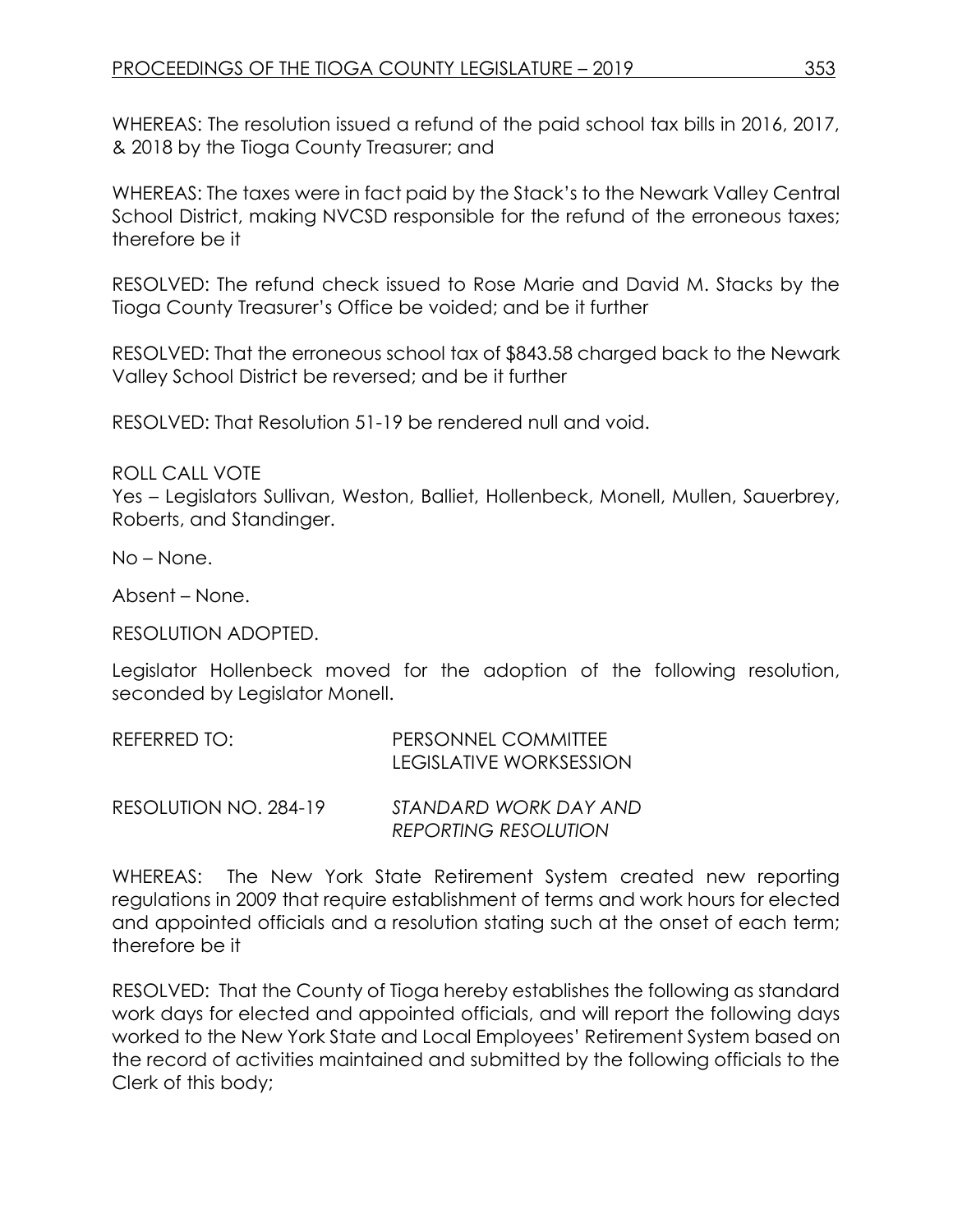WHEREAS: The resolution issued a refund of the paid school tax bills in 2016, 2017, & 2018 by the Tioga County Treasurer; and

WHEREAS: The taxes were in fact paid by the Stack's to the Newark Valley Central School District, making NVCSD responsible for the refund of the erroneous taxes; therefore be it

RESOLVED: The refund check issued to Rose Marie and David M. Stacks by the Tioga County Treasurer's Office be voided; and be it further

RESOLVED: That the erroneous school tax of $843.58 charged back to the Newark Valley School District be reversed; and be it further

RESOLVED: That Resolution 51-19 be rendered null and void.

ROLL CALL VOTE
Yes – Legislators Sullivan, Weston, Balliet, Hollenbeck, Monell, Mullen, Sauerbrey, Roberts, and Standinger.

No – None.

Absent – None.

RESOLUTION ADOPTED.

Legislator Hollenbeck moved for the adoption of the following resolution, seconded by Legislator Monell.

REFERRED TO: PERSONNEL COMMITTEE
LEGISLATIVE WORKSESSION

RESOLUTION NO. 284-19 *STANDARD WORK DAY AND REPORTING RESOLUTION*

WHEREAS: The New York State Retirement System created new reporting regulations in 2009 that require establishment of terms and work hours for elected and appointed officials and a resolution stating such at the onset of each term; therefore be it

RESOLVED: That the County of Tioga hereby establishes the following as standard work days for elected and appointed officials, and will report the following days worked to the New York State and Local Employees' Retirement System based on the record of activities maintained and submitted by the following officials to the Clerk of this body;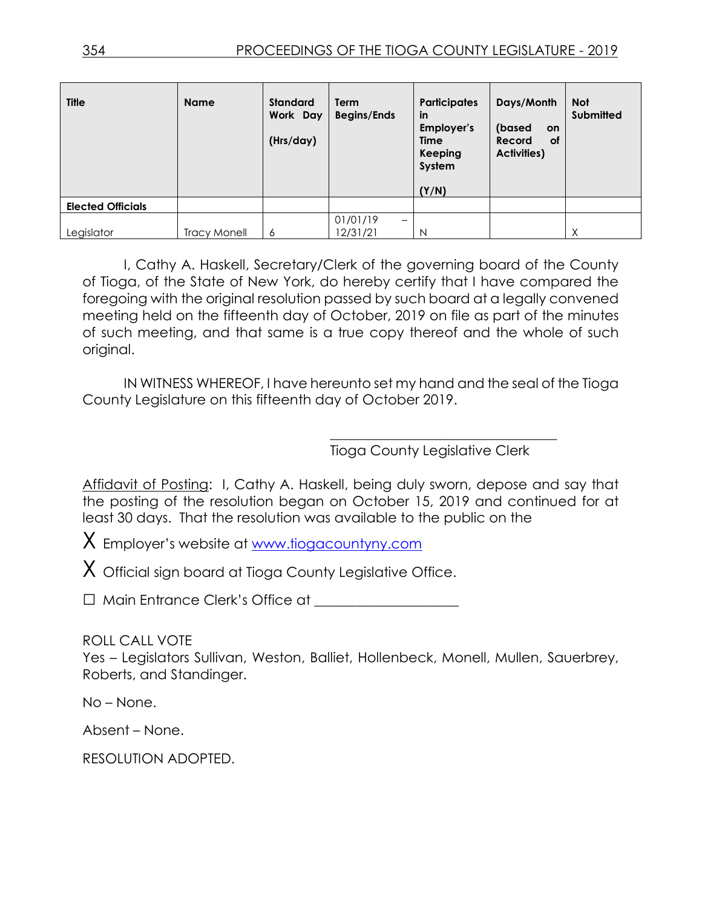| **Title** | **Name** | **Standard Work Day (Hrs/day)** | **Term Begins/Ends** | **Participates in Employer's Time Keeping System (Y/N)** | **Days/Month (based on Record of Activities)** | **Not Submitted** |
|---|---|---|---|---|---|---|
| **Elected Officials** | | | | | | |
| Legislator | Tracy Monell | 6 | 01/01/19 – 12/31/21 | N | | X |

I, Cathy A. Haskell, Secretary/Clerk of the governing board of the County of Tioga, of the State of New York, do hereby certify that I have compared the foregoing with the original resolution passed by such board at a legally convened meeting held on the fifteenth day of October, 2019 on file as part of the minutes of such meeting, and that same is a true copy thereof and the whole of such original.

IN WITNESS WHEREOF, I have hereunto set my hand and the seal of the Tioga County Legislature on this fifteenth day of October 2019.

\_\_\_\_\_\_\_\_\_\_\_\_\_\_\_\_\_\_\_\_\_\_\_\_\_\_\_\_\_\_\_\_\_

Tioga County Legislative Clerk

Affidavit of Posting: I, Cathy A. Haskell, being duly sworn, depose and say that the posting of the resolution began on October 15, 2019 and continued for at least 30 days. That the resolution was available to the public on the

X Employer's website at www.tiogacountyny.com

X Official sign board at Tioga County Legislative Office.

☐ Main Entrance Clerk's Office at \_\_\_\_\_\_\_\_\_\_\_\_\_\_\_\_\_\_\_\_

ROLL CALL VOTE
Yes – Legislators Sullivan, Weston, Balliet, Hollenbeck, Monell, Mullen, Sauerbrey, Roberts, and Standinger.

No – None.

Absent – None.

RESOLUTION ADOPTED.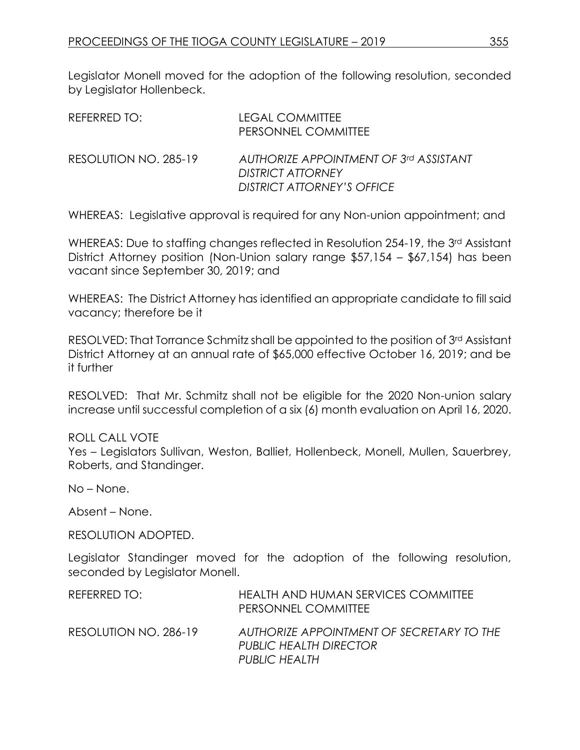Legislator Monell moved for the adoption of the following resolution, seconded by Legislator Hollenbeck.

REFERRED TO: LEGAL COMMITTEE
PERSONNEL COMMITTEE

RESOLUTION NO. 285-19 *AUTHORIZE APPOINTMENT OF 3rd ASSISTANT DISTRICT ATTORNEY*
*DISTRICT ATTORNEY'S OFFICE*

WHEREAS: Legislative approval is required for any Non-union appointment; and

WHEREAS: Due to staffing changes reflected in Resolution 254-19, the 3rd Assistant District Attorney position (Non-Union salary range $57,154 – $67,154) has been vacant since September 30, 2019; and

WHEREAS: The District Attorney has identified an appropriate candidate to fill said vacancy; therefore be it

RESOLVED: That Torrance Schmitz shall be appointed to the position of 3rd Assistant District Attorney at an annual rate of $65,000 effective October 16, 2019; and be it further

RESOLVED: That Mr. Schmitz shall not be eligible for the 2020 Non-union salary increase until successful completion of a six (6) month evaluation on April 16, 2020.

ROLL CALL VOTE
Yes – Legislators Sullivan, Weston, Balliet, Hollenbeck, Monell, Mullen, Sauerbrey, Roberts, and Standinger.

No – None.

Absent – None.

RESOLUTION ADOPTED.

Legislator Standinger moved for the adoption of the following resolution, seconded by Legislator Monell.

REFERRED TO: HEALTH AND HUMAN SERVICES COMMITTEE
PERSONNEL COMMITTEE

RESOLUTION NO. 286-19 *AUTHORIZE APPOINTMENT OF SECRETARY TO THE PUBLIC HEALTH DIRECTOR*
*PUBLIC HEALTH*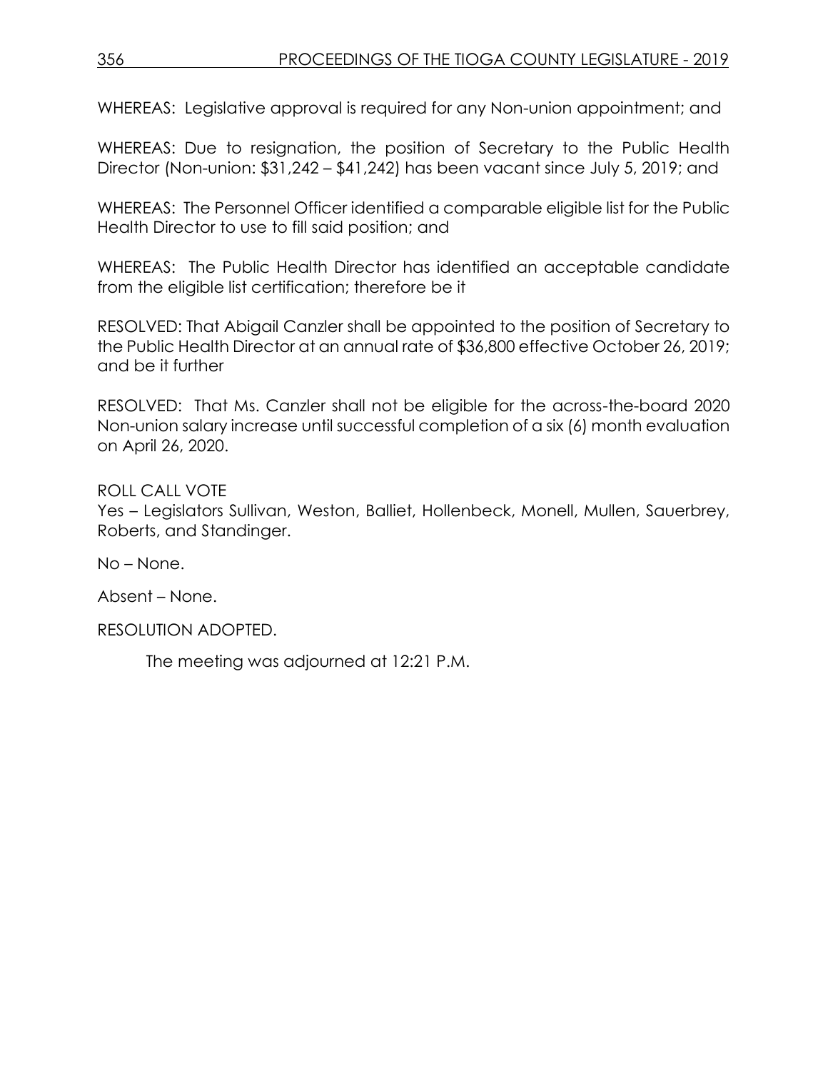WHEREAS: Legislative approval is required for any Non-union appointment; and

WHEREAS: Due to resignation, the position of Secretary to the Public Health Director (Non-union: $31,242 – $41,242) has been vacant since July 5, 2019; and

WHEREAS: The Personnel Officer identified a comparable eligible list for the Public Health Director to use to fill said position; and

WHEREAS: The Public Health Director has identified an acceptable candidate from the eligible list certification; therefore be it

RESOLVED: That Abigail Canzler shall be appointed to the position of Secretary to the Public Health Director at an annual rate of $36,800 effective October 26, 2019; and be it further

RESOLVED: That Ms. Canzler shall not be eligible for the across-the-board 2020 Non-union salary increase until successful completion of a six (6) month evaluation on April 26, 2020.

ROLL CALL VOTE
Yes – Legislators Sullivan, Weston, Balliet, Hollenbeck, Monell, Mullen, Sauerbrey, Roberts, and Standinger.

No – None.

Absent – None.

RESOLUTION ADOPTED.

The meeting was adjourned at 12:21 P.M.